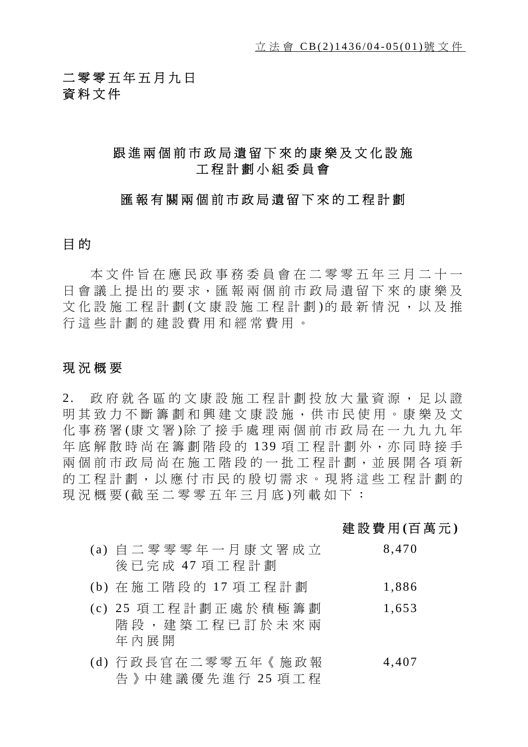立法會 CB(2)1436/04-05(01)號文件

二零零五年五月九日
資料文件

## 跟進兩個前市政局遺留下來的康樂及文化設施工程計劃小組委員會

## 匯報有關兩個前市政局遺留下來的工程計劃

### 目的

本文件旨在應民政事務委員會在二零零五年三月二十一日會議上提出的要求，匯報兩個前市政局遺留下來的康樂及文化設施工程計劃(文康設施工程計劃)的最新情況，以及推行這些計劃的建設費用和經常費用。

### 現況概要

2. 政府就各區的文康設施工程計劃投放大量資源，足以證明其致力不斷籌劃和興建文康設施，供市民使用。康樂及文化事務署(康文署)除了接手處理兩個前市政局在一九九九年年底解散時尚在籌劃階段的 139 項工程計劃外，亦同時接手兩個前市政局尚在施工階段的一批工程計劃，並展開各項新的工程計劃，以應付市民的殷切需求。現將這些工程計劃的現況概要(截至二零零五年三月底)列載如下：

| | 建設費用(百萬元) |
|---|---|
| (a) 自二零零零年一月康文署成立後已完成 47 項工程計劃 | 8,470 |
| (b) 在施工階段的 17 項工程計劃 | 1,886 |
| (c) 25 項工程計劃正處於積極籌劃階段，建築工程已訂於未來兩年內展開 | 1,653 |
| (d) 行政長官在二零零五年《施政報告》中建議優先進行 25 項工程 | 4,407 |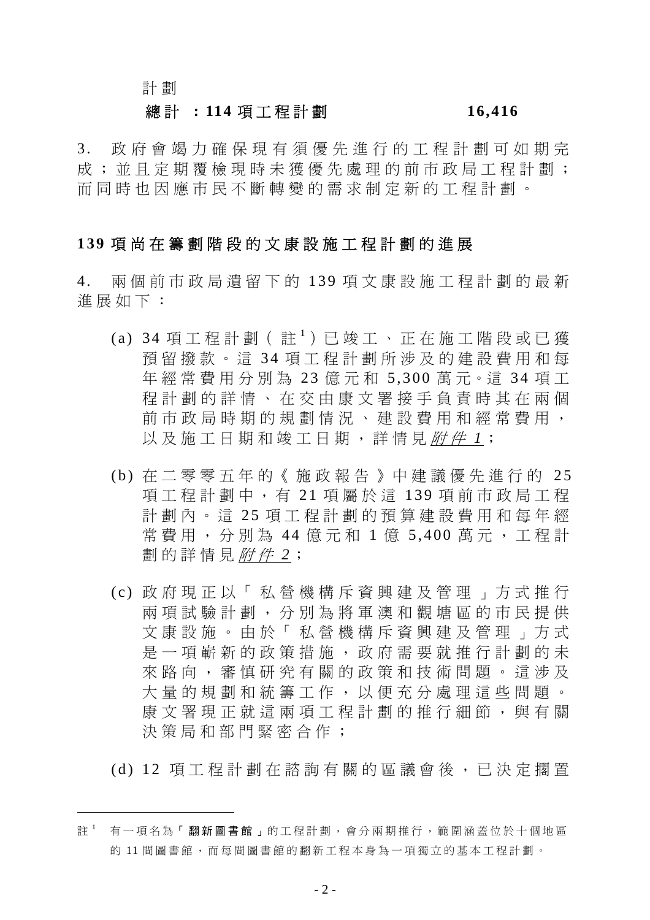| 計劃 | |
|---|---|
| **總計 ：114 項工程計劃** | **16,416** |

3. 政府會竭力確保現有須優先進行的工程計劃可如期完成；並且定期覆檢現時未獲優先處理的前市政局工程計劃；而同時也因應市民不斷轉變的需求制定新的工程計劃。

## 139 項尚在籌劃階段的文康設施工程計劃的進展

4. 兩個前市政局遺留下的 139 項文康設施工程計劃的最新進展如下：

(a) 34 項工程計劃（註[1]）已竣工、正在施工階段或已獲預留撥款。這 34 項工程計劃所涉及的建設費用和每年經常費用分別為 23 億元和 5,300 萬元。這 34 項工程計劃的詳情、在交由康文署接手負責時其在兩個前市政局時期的規劃情況、建設費用和經常費用，以及施工日期和竣工日期，詳情見*附件 1*；

(b) 在二零零五年的《施政報告》中建議優先進行的 25 項工程計劃中，有 21 項屬於這 139 項前市政局工程計劃內。這 25 項工程計劃的預算建設費用和每年經常費用，分別為 44 億元和 1 億 5,400 萬元，工程計劃的詳情見*附件 2*；

(c) 政府現正以「私營機構斥資興建及管理」方式推行兩項試驗計劃，分別為將軍澳和觀塘區的市民提供文康設施。由於「私營機構斥資興建及管理」方式是一項嶄新的政策措施，政府需要就推行計劃的未來路向，審慎研究有關的政策和技術問題。這涉及大量的規劃和統籌工作，以便充分處理這些問題。康文署現正就這兩項工程計劃的推行細節，與有關決策局和部門緊密合作；

(d) 12 項工程計劃在諮詢有關的區議會後，已決定擱置

註[1] 有一項名為「**翻新圖書館**」的工程計劃，會分兩期推行，範圍涵蓋位於十個地區的 11 間圖書館，而每間圖書館的翻新工程本身為一項獨立的基本工程計劃。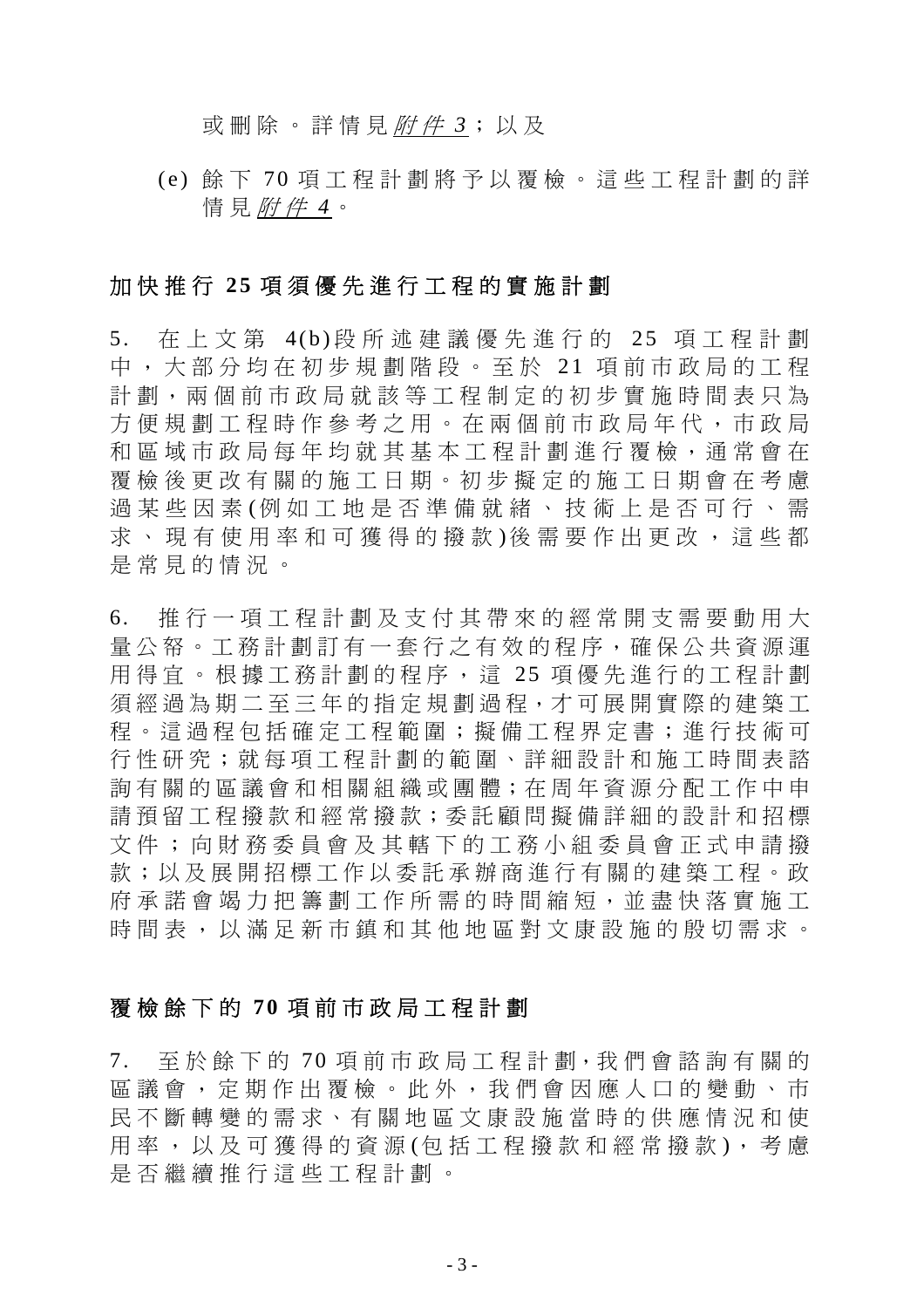或刪除。詳情見*附件 3*；以及

(e) 餘下 70 項工程計劃將予以覆檢。這些工程計劃的詳情見*附件 4*。

## 加快推行 25 項須優先進行工程的實施計劃

5. 在上文第 4(b)段所述建議優先進行的 25 項工程計劃中，大部分均在初步規劃階段。至於 21 項前市政局的工程計劃，兩個前市政局就該等工程制定的初步實施時間表只為方便規劃工程時作參考之用。在兩個前市政局年代，市政局和區域市政局每年均就其基本工程計劃進行覆檢，通常會在覆檢後更改有關的施工日期。初步擬定的施工日期會在考慮過某些因素(例如工地是否準備就緒、技術上是否可行、需求、現有使用率和可獲得的撥款)後需要作出更改，這些都是常見的情況。

6. 推行一項工程計劃及支付其帶來的經常開支需要動用大量公帑。工務計劃訂有一套行之有效的程序，確保公共資源運用得宜。根據工務計劃的程序，這 25 項優先進行的工程計劃須經過為期二至三年的指定規劃過程，才可展開實際的建築工程。這過程包括確定工程範圍；擬備工程界定書；進行技術可行性研究；就每項工程計劃的範圍、詳細設計和施工時間表諮詢有關的區議會和相關組織或團體；在周年資源分配工作中申請預留工程撥款和經常撥款；委託顧問擬備詳細的設計和招標文件；向財務委員會及其轄下的工務小組委員會正式申請撥款；以及展開招標工作以委託承辦商進行有關的建築工程。政府承諾會竭力把籌劃工作所需的時間縮短，並盡快落實施工時間表，以滿足新市鎮和其他地區對文康設施的殷切需求。

## 覆檢餘下的 70 項前市政局工程計劃

7. 至於餘下的 70 項前市政局工程計劃，我們會諮詢有關的區議會，定期作出覆檢。此外，我們會因應人口的變動、市民不斷轉變的需求、有關地區文康設施當時的供應情況和使用率，以及可獲得的資源(包括工程撥款和經常撥款)，考慮是否繼續推行這些工程計劃。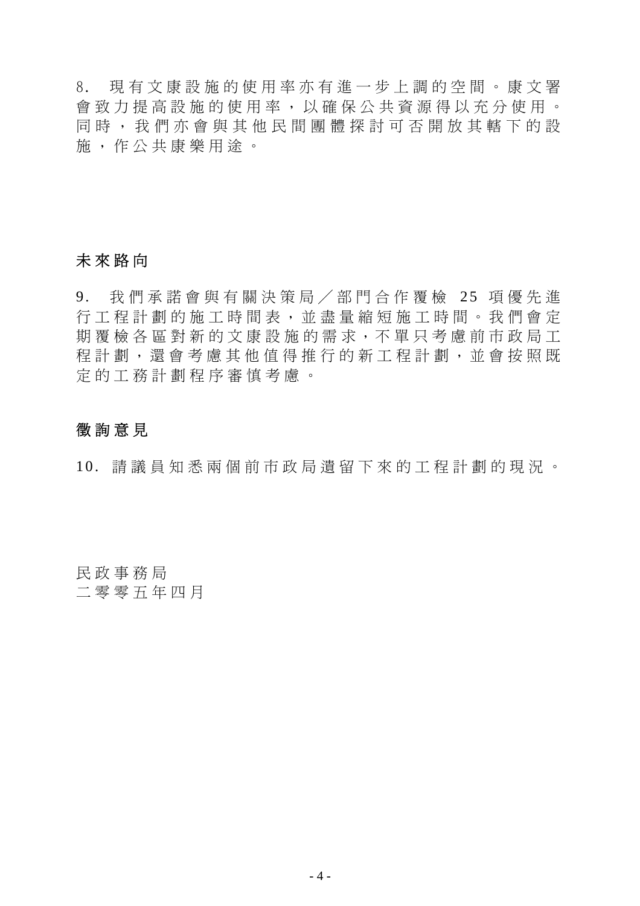8. 現有文康設施的使用率亦有進一步上調的空間。康文署會致力提高設施的使用率，以確保公共資源得以充分使用。同時，我們亦會與其他民間團體探討可否開放其轄下的設施，作公共康樂用途。

## 未來路向

9. 我們承諾會與有關決策局／部門合作覆檢 25 項優先進行工程計劃的施工時間表，並盡量縮短施工時間。我們會定期覆檢各區對新的文康設施的需求，不單只考慮前市政局工程計劃，還會考慮其他值得推行的新工程計劃，並會按照既定的工務計劃程序審慎考慮。

## 徵詢意見

10. 請議員知悉兩個前市政局遺留下來的工程計劃的現況。

民政事務局
二零零五年四月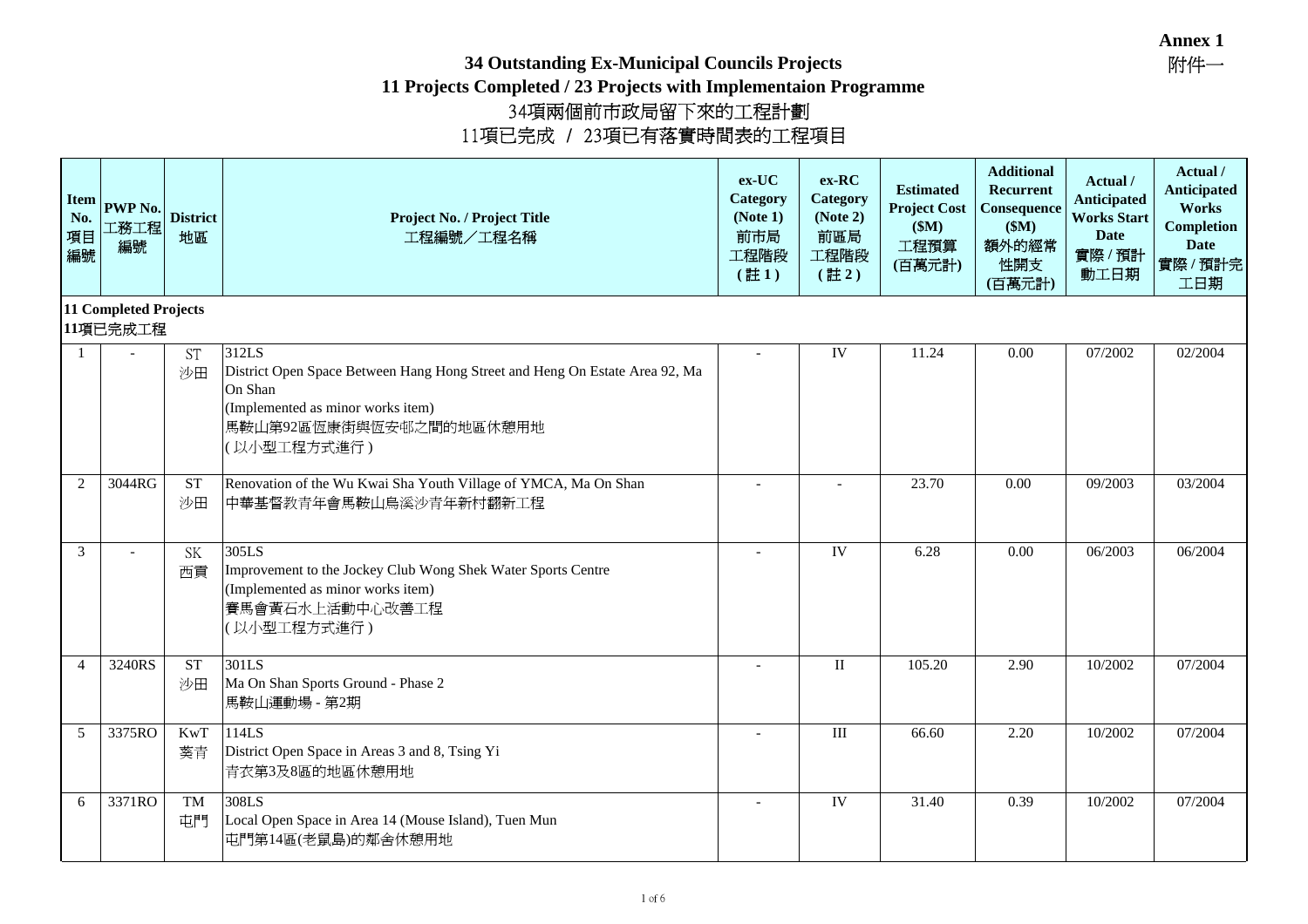**Annex 1**
附件一

# 34 Outstanding Ex-Municipal Councils Projects
## 11 Projects Completed / 23 Projects with Implementaion Programme
## 34項兩個前市政局留下來的工程計劃
## 11項已完成 / 23項已有落實時間表的工程項目

| Item No. 項目編號 | PWP No. 工務工程編號 | District 地區 | Project No. / Project Title 工程編號／工程名稱 | ex-UC Category (Note 1) 前市局工程階段 (註 1) | ex-RC Category (Note 2) 前區局工程階段 (註 2) | Estimated Project Cost ($M) 工程預算 (百萬元計) | Additional Recurrent Consequence ($M) 額外的經常性開支 (百萬元計) | Actual / Anticipated Works Start Date 實際 / 預計動工日期 | Actual / Anticipated Works Completion Date 實際 / 預計完工日期 |
|---|---|---|---|---|---|---|---|---|---|
| **11 Completed Projects 11項已完成工程** | | | | | | | | | |
| 1 | - | ST 沙田 | 312LS<br>District Open Space Between Hang Hong Street and Heng On Estate Area 92, Ma On Shan<br>(Implemented as minor works item)<br>馬鞍山第92區恆康街與恆安邨之間的地區休憩用地<br>(以小型工程方式進行) | - | IV | 11.24 | 0.00 | 07/2002 | 02/2004 |
| 2 | 3044RG | ST 沙田 | Renovation of the Wu Kwai Sha Youth Village of YMCA, Ma On Shan<br>中華基督教青年會馬鞍山烏溪沙青年新村翻新工程 | - | - | 23.70 | 0.00 | 09/2003 | 03/2004 |
| 3 | - | SK 西貢 | 305LS<br>Improvement to the Jockey Club Wong Shek Water Sports Centre<br>(Implemented as minor works item)<br>賽馬會黃石水上活動中心改善工程<br>(以小型工程方式進行) | - | IV | 6.28 | 0.00 | 06/2003 | 06/2004 |
| 4 | 3240RS | ST 沙田 | 301LS<br>Ma On Shan Sports Ground - Phase 2<br>馬鞍山運動場 - 第2期 | - | II | 105.20 | 2.90 | 10/2002 | 07/2004 |
| 5 | 3375RO | KwT 葵青 | 114LS<br>District Open Space in Areas 3 and 8, Tsing Yi<br>青衣第3及8區的地區休憩用地 | - | III | 66.60 | 2.20 | 10/2002 | 07/2004 |
| 6 | 3371RO | TM 屯門 | 308LS<br>Local Open Space in Area 14 (Mouse Island), Tuen Mun<br>屯門第14區(老鼠島)的鄰舍休憩用地 | - | IV | 31.40 | 0.39 | 10/2002 | 07/2004 |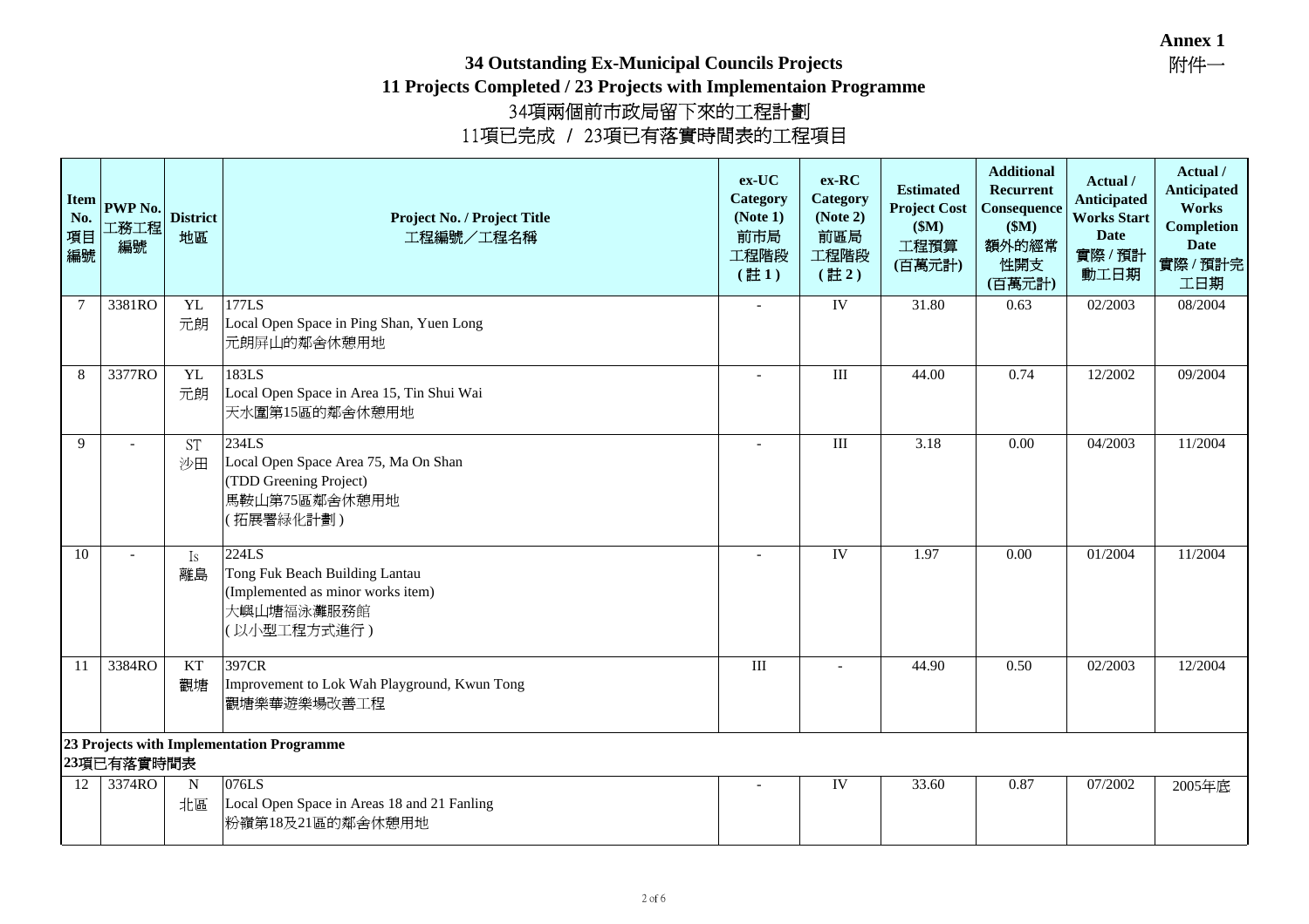**Annex 1**
附件一

# 34 Outstanding Ex-Municipal Councils Projects
## 11 Projects Completed / 23 Projects with Implementaion Programme
## 34項兩個前市政局留下來的工程計劃
## 11項已完成 / 23項已有落實時間表的工程項目

| Item No. 項目編號 | PWP No. 工務工程編號 | District 地區 | Project No. / Project Title 工程編號／工程名稱 | ex-UC Category (Note 1) 前市局工程階段 (註 1) | ex-RC Category (Note 2) 前區局工程階段 (註 2) | Estimated Project Cost ($M) 工程預算 (百萬元計) | Additional Recurrent Consequence ($M) 額外的經常性開支 (百萬元計) | Actual / Anticipated Works Start Date 實際 / 預計動工日期 | Actual / Anticipated Works Completion Date 實際 / 預計完工日期 |
|---|---|---|---|---|---|---|---|---|---|
| 7 | 3381RO | YL 元朗 | 177LS<br>Local Open Space in Ping Shan, Yuen Long<br>元朗屏山的鄰舍休憩用地 | - | IV | 31.80 | 0.63 | 02/2003 | 08/2004 |
| 8 | 3377RO | YL 元朗 | 183LS<br>Local Open Space in Area 15, Tin Shui Wai<br>天水圍第15區的鄰舍休憩用地 | - | III | 44.00 | 0.74 | 12/2002 | 09/2004 |
| 9 | - | ST 沙田 | 234LS<br>Local Open Space Area 75, Ma On Shan<br>(TDD Greening Project)<br>馬鞍山第75區鄰舍休憩用地<br>(拓展署綠化計劃) | - | III | 3.18 | 0.00 | 04/2003 | 11/2004 |
| 10 | - | Is 離島 | 224LS<br>Tong Fuk Beach Building Lantau<br>(Implemented as minor works item)<br>大嶼山塘福泳灘服務館<br>(以小型工程方式進行) | - | IV | 1.97 | 0.00 | 01/2004 | 11/2004 |
| 11 | 3384RO | KT 觀塘 | 397CR<br>Improvement to Lok Wah Playground, Kwun Tong<br>觀塘樂華遊樂場改善工程 | III | - | 44.90 | 0.50 | 02/2003 | 12/2004 |
| **23 Projects with Implementation Programme**<br>**23項已有落實時間表** | | | | | | | | | |
| 12 | 3374RO | N 北區 | 076LS<br>Local Open Space in Areas 18 and 21 Fanling<br>粉嶺第18及21區的鄰舍休憩用地 | - | IV | 33.60 | 0.87 | 07/2002 | 2005年底 |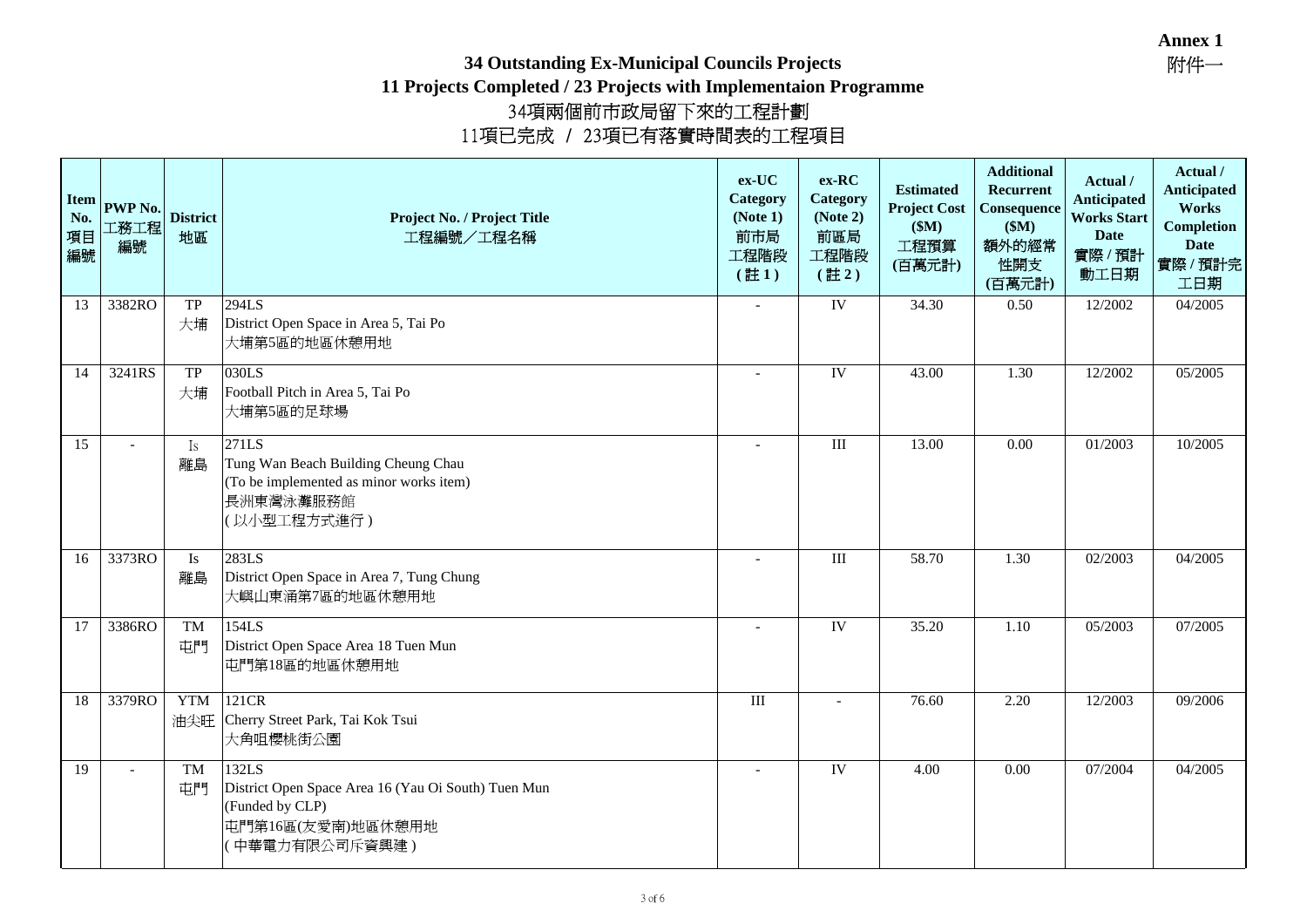**Annex 1**
附件一

# 34 Outstanding Ex-Municipal Councils Projects
## 11 Projects Completed / 23 Projects with Implementaion Programme
## 34項兩個前市政局留下來的工程計劃
## 11項已完成 / 23項已有落實時間表的工程項目

| Item No. 項目編號 | PWP No. 工務工程編號 | District 地區 | Project No. / Project Title 工程編號／工程名稱 | ex-UC Category (Note 1) 前市局工程階段 (註 1) | ex-RC Category (Note 2) 前區局工程階段 (註 2) | Estimated Project Cost ($M) 工程預算 (百萬元計) | Additional Recurrent Consequence ($M) 額外的經常性開支 (百萬元計) | Actual / Anticipated Works Start Date 實際 / 預計動工日期 | Actual / Anticipated Works Completion Date 實際 / 預計完工日期 |
|---|---|---|---|---|---|---|---|---|---|
| 13 | 3382RO | TP 大埔 | 294LS<br>District Open Space in Area 5, Tai Po<br>大埔第5區的地區休憩用地 | - | IV | 34.30 | 0.50 | 12/2002 | 04/2005 |
| 14 | 3241RS | TP 大埔 | 030LS<br>Football Pitch in Area 5, Tai Po<br>大埔第5區的足球場 | - | IV | 43.00 | 1.30 | 12/2002 | 05/2005 |
| 15 | - | Is 離島 | 271LS<br>Tung Wan Beach Building Cheung Chau<br>(To be implemented as minor works item)<br>長洲東灣泳灘服務館<br>(以小型工程方式進行) | - | III | 13.00 | 0.00 | 01/2003 | 10/2005 |
| 16 | 3373RO | Is 離島 | 283LS<br>District Open Space in Area 7, Tung Chung<br>大嶼山東涌第7區的地區休憩用地 | - | III | 58.70 | 1.30 | 02/2003 | 04/2005 |
| 17 | 3386RO | TM 屯門 | 154LS<br>District Open Space Area 18 Tuen Mun<br>屯門第18區的地區休憩用地 | - | IV | 35.20 | 1.10 | 05/2003 | 07/2005 |
| 18 | 3379RO | YTM 油尖旺 | 121CR<br>Cherry Street Park, Tai Kok Tsui<br>大角咀櫻桃街公園 | III | - | 76.60 | 2.20 | 12/2003 | 09/2006 |
| 19 | - | TM 屯門 | 132LS<br>District Open Space Area 16 (Yau Oi South) Tuen Mun<br>(Funded by CLP)<br>屯門第16區(友愛南)地區休憩用地<br>(中華電力有限公司斥資興建) | - | IV | 4.00 | 0.00 | 07/2004 | 04/2005 |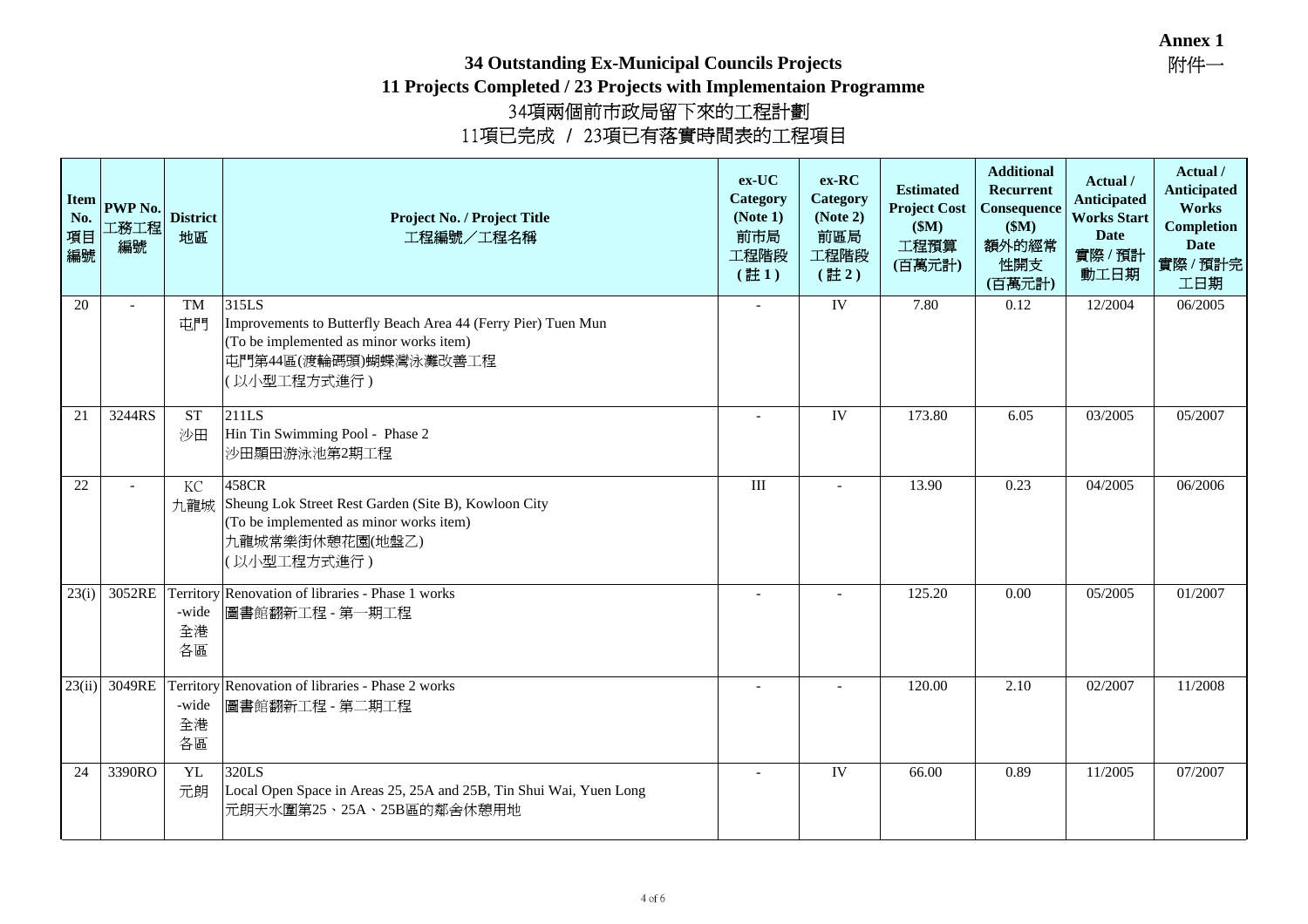**Annex 1**
附件一

# 34 Outstanding Ex-Municipal Councils Projects
## 11 Projects Completed / 23 Projects with Implementaion Programme
## 34項兩個前市政局留下來的工程計劃
## 11項已完成 / 23項已有落實時間表的工程項目

| Item No. 項目編號 | PWP No. 工務工程編號 | District 地區 | Project No. / Project Title 工程編號／工程名稱 | ex-UC Category (Note 1) 前市局工程階段 (註 1) | ex-RC Category (Note 2) 前區局工程階段 (註 2) | Estimated Project Cost ($M) 工程預算 (百萬元計) | Additional Recurrent Consequence ($M) 額外的經常性開支 (百萬元計) | Actual / Anticipated Works Start Date 實際 / 預計動工日期 | Actual / Anticipated Works Completion Date 實際 / 預計完工日期 |
|---|---|---|---|---|---|---|---|---|---|
| 20 | - | TM 屯門 | 315LS<br>Improvements to Butterfly Beach Area 44 (Ferry Pier) Tuen Mun<br>(To be implemented as minor works item)<br>屯門第44區(渡輪碼頭)蝴蝶灣泳灘改善工程<br>( 以小型工程方式進行 ) | - | IV | 7.80 | 0.12 | 12/2004 | 06/2005 |
| 21 | 3244RS | ST 沙田 | 211LS<br>Hin Tin Swimming Pool - Phase 2<br>沙田顯田游泳池第2期工程 | - | IV | 173.80 | 6.05 | 03/2005 | 05/2007 |
| 22 | - | KC 九龍城 | 458CR<br>Sheung Lok Street Rest Garden (Site B), Kowloon City<br>(To be implemented as minor works item)<br>九龍城常樂街休憩花園(地盤乙)<br>( 以小型工程方式進行 ) | III | - | 13.90 | 0.23 | 04/2005 | 06/2006 |
| 23(i) | 3052RE | Territory-wide 全港各區 | Renovation of libraries - Phase 1 works<br>圖書館翻新工程 - 第一期工程 | - | - | 125.20 | 0.00 | 05/2005 | 01/2007 |
| 23(ii) | 3049RE | Territory-wide 全港各區 | Renovation of libraries - Phase 2 works<br>圖書館翻新工程 - 第二期工程 | - | - | 120.00 | 2.10 | 02/2007 | 11/2008 |
| 24 | 3390RO | YL 元朗 | 320LS<br>Local Open Space in Areas 25, 25A and 25B, Tin Shui Wai, Yuen Long<br>元朗天水圍第25、25A、25B區的鄰舍休憩用地 | - | IV | 66.00 | 0.89 | 11/2005 | 07/2007 |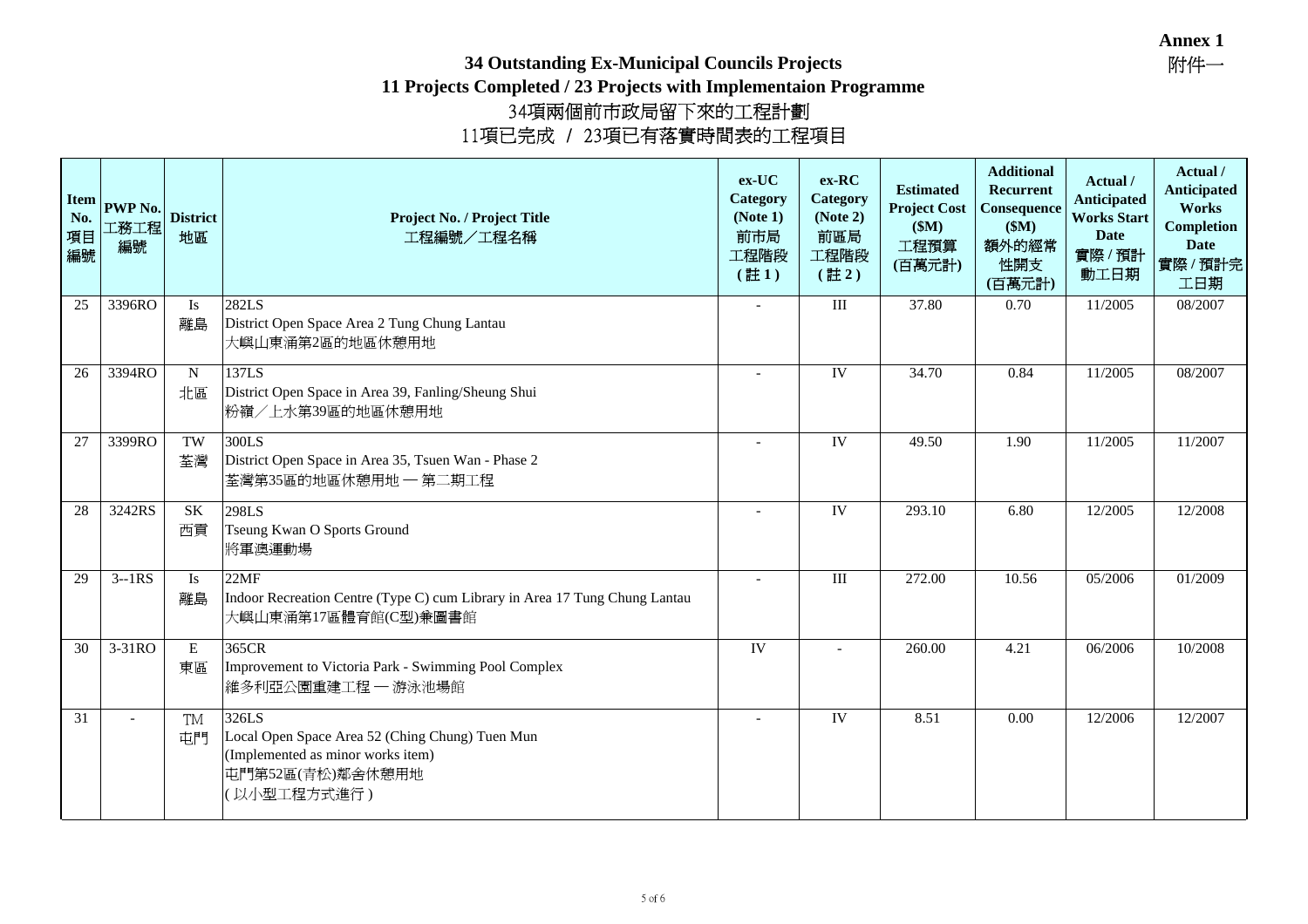**Annex 1**
附件一

# 34 Outstanding Ex-Municipal Councils Projects
## 11 Projects Completed / 23 Projects with Implementaion Programme
## 34項兩個前市政局留下來的工程計劃
## 11項已完成 / 23項已有落實時間表的工程項目

| Item No. 項目編號 | PWP No. 工務工程編號 | District 地區 | Project No. / Project Title 工程編號／工程名稱 | ex-UC Category (Note 1) 前市局工程階段 (註 1) | ex-RC Category (Note 2) 前區局工程階段 (註 2) | Estimated Project Cost ($M) 工程預算 (百萬元計) | Additional Recurrent Consequence ($M) 額外的經常性開支 (百萬元計) | Actual / Anticipated Works Start Date 實際 / 預計動工日期 | Actual / Anticipated Works Completion Date 實際 / 預計完工日期 |
|---|---|---|---|---|---|---|---|---|---|
| 25 | 3396RO | Is 離島 | 282LS<br>District Open Space Area 2 Tung Chung Lantau<br>大嶼山東涌第2區的地區休憩用地 | - | III | 37.80 | 0.70 | 11/2005 | 08/2007 |
| 26 | 3394RO | N 北區 | 137LS<br>District Open Space in Area 39, Fanling/Sheung Shui<br>粉嶺／上水第39區的地區休憩用地 | - | IV | 34.70 | 0.84 | 11/2005 | 08/2007 |
| 27 | 3399RO | TW 荃灣 | 300LS<br>District Open Space in Area 35, Tsuen Wan - Phase 2<br>荃灣第35區的地區休憩用地 — 第二期工程 | - | IV | 49.50 | 1.90 | 11/2005 | 11/2007 |
| 28 | 3242RS | SK 西貢 | 298LS<br>Tseung Kwan O Sports Ground<br>將軍澳運動場 | - | IV | 293.10 | 6.80 | 12/2005 | 12/2008 |
| 29 | 3--1RS | Is 離島 | 22MF<br>Indoor Recreation Centre (Type C) cum Library in Area 17 Tung Chung Lantau<br>大嶼山東涌第17區體育館(C型)兼圖書館 | - | III | 272.00 | 10.56 | 05/2006 | 01/2009 |
| 30 | 3-31RO | E 東區 | 365CR<br>Improvement to Victoria Park - Swimming Pool Complex<br>維多利亞公園重建工程 — 游泳池場館 | IV | - | 260.00 | 4.21 | 06/2006 | 10/2008 |
| 31 | - | TM 屯門 | 326LS<br>Local Open Space Area 52 (Ching Chung) Tuen Mun<br>(Implemented as minor works item)<br>屯門第52區(青松)鄰舍休憩用地<br>( 以小型工程方式進行 ) | - | IV | 8.51 | 0.00 | 12/2006 | 12/2007 |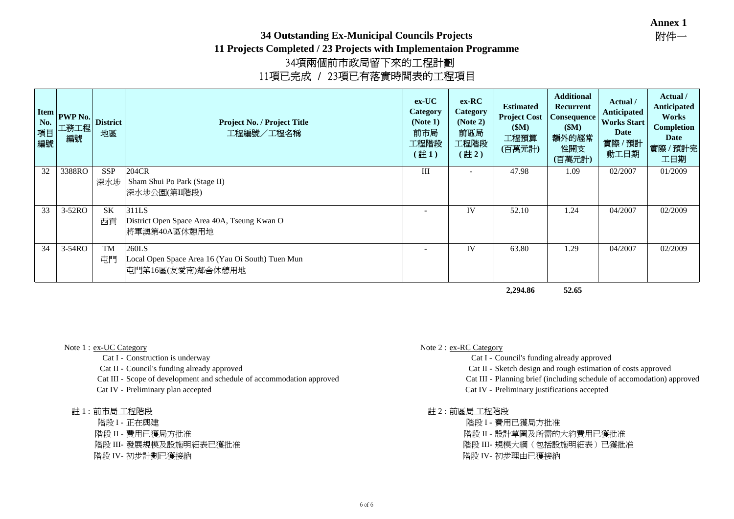**Annex 1**
附件一

# 34 Outstanding Ex-Municipal Councils Projects
# 11 Projects Completed / 23 Projects with Implementaion Programme
# 34項兩個前市政局留下來的工程計劃
# 11項已完成 / 23項已有落實時間表的工程項目

| Item No. 項目編號 | PWP No. 工務工程編號 | District 地區 | Project No. / Project Title 工程編號／工程名稱 | ex-UC Category (Note 1) 前市局工程階段 (註 1) | ex-RC Category (Note 2) 前區局工程階段 (註 2) | Estimated Project Cost ($M) 工程預算 (百萬元計) | Additional Recurrent Consequence ($M) 額外的經常性開支 (百萬元計) | Actual / Anticipated Works Start Date 實際 / 預計動工日期 | Actual / Anticipated Works Completion Date 實際 / 預計完工日期 |
|---|---|---|---|---|---|---|---|---|---|
| 32 | 3388RO | SSP 深水埗 | 204CR Sham Shui Po Park (Stage II) 深水埗公園(第II階段) | III | - | 47.98 | 1.09 | 02/2007 | 01/2009 |
| 33 | 3-52RO | SK 西貢 | 311LS District Open Space Area 40A, Tseung Kwan O 將軍澳第40A區休憩用地 | - | IV | 52.10 | 1.24 | 04/2007 | 02/2009 |
| 34 | 3-54RO | TM 屯門 | 260LS Local Open Space Area 16 (Yau Oi South) Tuen Mun 屯門第16區(友愛南)鄰舍休憩用地 | - | IV | 63.80 | 1.29 | 04/2007 | 02/2009 |
| | | | | | | **2,294.86** | **52.65** | | |

Note 1 : ex-UC Category
- Cat I - Construction is underway
- Cat II - Council's funding already approved
- Cat III - Scope of development and schedule of accommodation approved
- Cat IV - Preliminary plan accepted

註 1 : 前市局 工程階段
- 階段 I - 正在興建
- 階段 II - 費用已獲局方批准
- 階段 III- 發展規模及設施明細表已獲批准
- 階段 IV- 初步計劃已獲接納

Note 2 : ex-RC Category
- Cat I - Council's funding already approved
- Cat II - Sketch design and rough estimation of costs approved
- Cat III - Planning brief (including schedule of accomodation) approved
- Cat IV - Preliminary justifications accepted

註 2 : 前區局 工程階段
- 階段 I - 費用已獲局方批准
- 階段 II - 設計草圖及所需的大約費用已獲批准
- 階段 III- 規模大綱（包括設施明細表）已獲批准
- 階段 IV- 初步理由已獲接納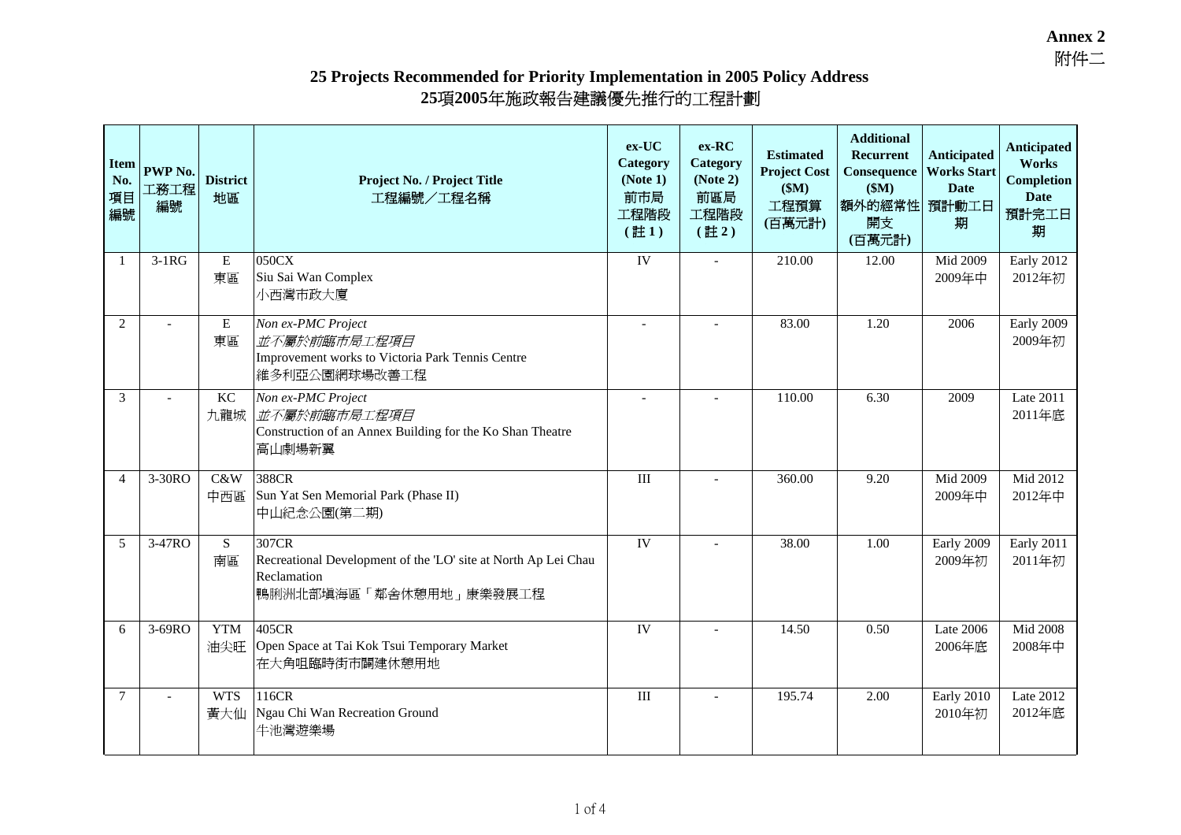**Annex 2**
附件二

# 25 Projects Recommended for Priority Implementation in 2005 Policy Address
# 25項2005年施政報告建議優先推行的工程計劃

| Item No. 項目編號 | PWP No. 工務工程編號 | District 地區 | Project No. / Project Title 工程編號／工程名稱 | ex-UC Category (Note 1) 前市局工程階段 (註 1) | ex-RC Category (Note 2) 前區局工程階段 (註 2) | Estimated Project Cost ($M) 工程預算 (百萬元計) | Additional Recurrent Consequence ($M) 額外的經常性開支 (百萬元計) | Anticipated Works Start Date 預計動工日期 | Anticipated Works Completion Date 預計完工日期 |
|---|---|---|---|---|---|---|---|---|---|
| 1 | 3-1RG | E 東區 | 050CX<br>Siu Sai Wan Complex<br>小西灣市政大廈 | IV | - | 210.00 | 12.00 | Mid 2009<br>2009年中 | Early 2012<br>2012年初 |
| 2 | - | E 東區 | *Non ex-PMC Project*<br>*並不屬於前臨市局工程項目*<br>Improvement works to Victoria Park Tennis Centre<br>維多利亞公園網球場改善工程 | - | - | 83.00 | 1.20 | 2006 | Early 2009<br>2009年初 |
| 3 | - | KC 九龍城 | *Non ex-PMC Project*<br>*並不屬於前臨市局工程項目*<br>Construction of an Annex Building for the Ko Shan Theatre<br>高山劇場新翼 | - | - | 110.00 | 6.30 | 2009 | Late 2011<br>2011年底 |
| 4 | 3-30RO | C&W 中西區 | 388CR<br>Sun Yat Sen Memorial Park (Phase II)<br>中山紀念公園(第二期) | III | - | 360.00 | 9.20 | Mid 2009<br>2009年中 | Mid 2012<br>2012年中 |
| 5 | 3-47RO | S 南區 | 307CR<br>Recreational Development of the 'LO' site at North Ap Lei Chau Reclamation<br>鴨脷洲北部填海區「鄰舍休憩用地」康樂發展工程 | IV | - | 38.00 | 1.00 | Early 2009<br>2009年初 | Early 2011<br>2011年初 |
| 6 | 3-69RO | YTM 油尖旺 | 405CR<br>Open Space at Tai Kok Tsui Temporary Market<br>在大角咀臨時街市闢建休憩用地 | IV | - | 14.50 | 0.50 | Late 2006<br>2006年底 | Mid 2008<br>2008年中 |
| 7 | - | WTS 黃大仙 | 116CR<br>Ngau Chi Wan Recreation Ground<br>牛池灣遊樂場 | III | - | 195.74 | 2.00 | Early 2010<br>2010年初 | Late 2012<br>2012年底 |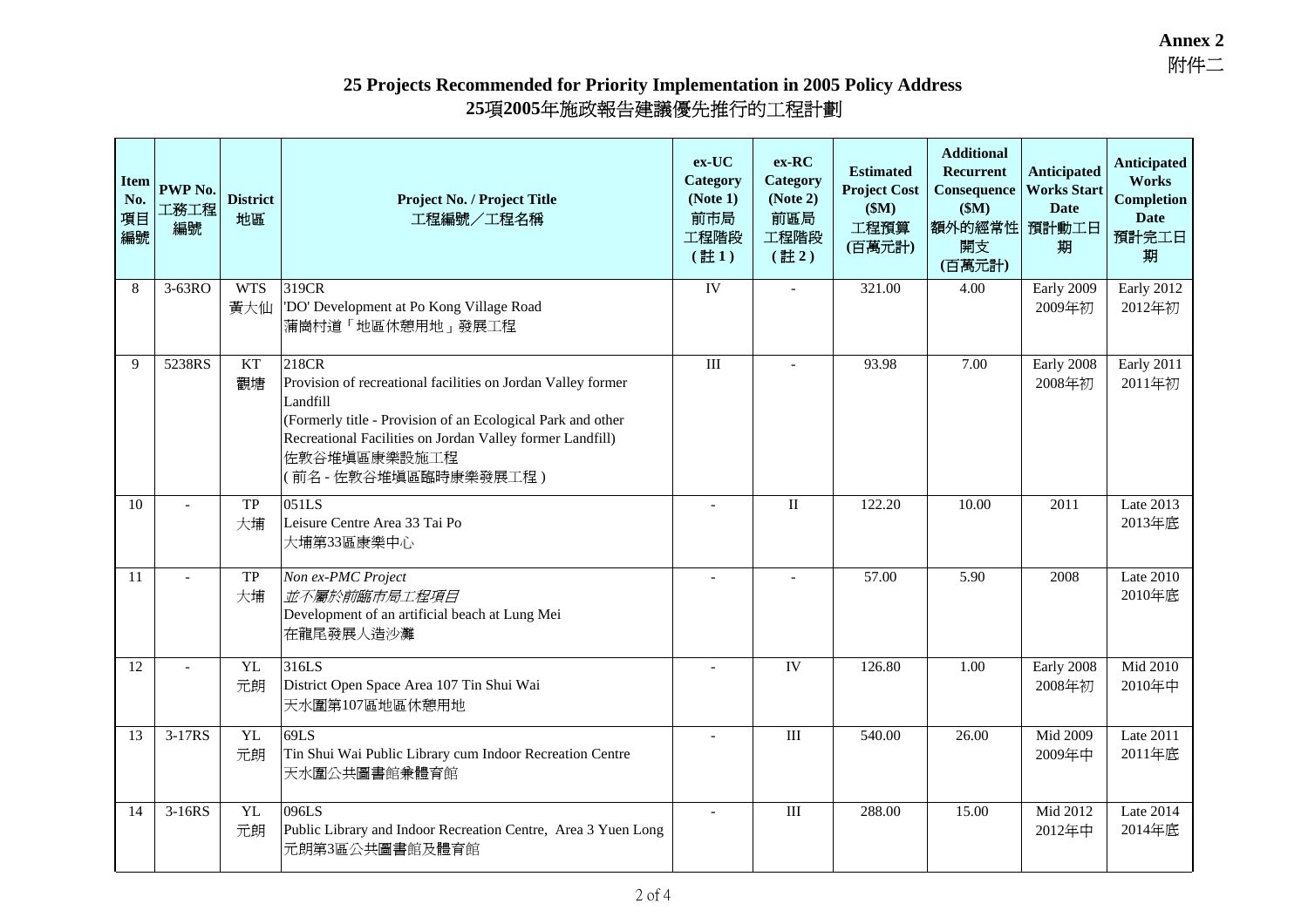**Annex 2**
附件二

# 25 Projects Recommended for Priority Implementation in 2005 Policy Address
# 25項2005年施政報告建議優先推行的工程計劃

| Item No. 項目編號 | PWP No. 工務工程編號 | District 地區 | Project No. / Project Title 工程編號／工程名稱 | ex-UC Category (Note 1) 前市局工程階段 (註 1) | ex-RC Category (Note 2) 前區局工程階段 (註 2) | Estimated Project Cost ($M) 工程預算 (百萬元計) | Additional Recurrent Consequence ($M) 額外的經常性開支 (百萬元計) | Anticipated Works Start Date 預計動工日期 | Anticipated Works Completion Date 預計完工日期 |
|---|---|---|---|---|---|---|---|---|---|
| 8 | 3-63RO | WTS 黃大仙 | 319CR<br>'DO' Development at Po Kong Village Road<br>蒲崗村道「地區休憩用地」發展工程 | IV | - | 321.00 | 4.00 | Early 2009<br>2009年初 | Early 2012<br>2012年初 |
| 9 | 5238RS | KT 觀塘 | 218CR<br>Provision of recreational facilities on Jordan Valley former Landfill<br>(Formerly title - Provision of an Ecological Park and other Recreational Facilities on Jordan Valley former Landfill)<br>佐敦谷堆填區康樂設施工程<br>( 前名 - 佐敦谷堆填區臨時康樂發展工程 ) | III | - | 93.98 | 7.00 | Early 2008<br>2008年初 | Early 2011<br>2011年初 |
| 10 | - | TP 大埔 | 051LS<br>Leisure Centre Area 33 Tai Po<br>大埔第33區康樂中心 | - | II | 122.20 | 10.00 | 2011 | Late 2013<br>2013年底 |
| 11 | - | TP 大埔 | *Non ex-PMC Project*<br>*並不屬於前臨市局工程項目*<br>Development of an artificial beach at Lung Mei<br>在龍尾發展人造沙灘 | - | - | 57.00 | 5.90 | 2008 | Late 2010<br>2010年底 |
| 12 | - | YL 元朗 | 316LS<br>District Open Space Area 107 Tin Shui Wai<br>天水圍第107區地區休憩用地 | - | IV | 126.80 | 1.00 | Early 2008<br>2008年初 | Mid 2010<br>2010年中 |
| 13 | 3-17RS | YL 元朗 | 69LS<br>Tin Shui Wai Public Library cum Indoor Recreation Centre<br>天水圍公共圖書館兼體育館 | - | III | 540.00 | 26.00 | Mid 2009<br>2009年中 | Late 2011<br>2011年底 |
| 14 | 3-16RS | YL 元朗 | 096LS<br>Public Library and Indoor Recreation Centre, Area 3 Yuen Long<br>元朗第3區公共圖書館及體育館 | - | III | 288.00 | 15.00 | Mid 2012<br>2012年中 | Late 2014<br>2014年底 |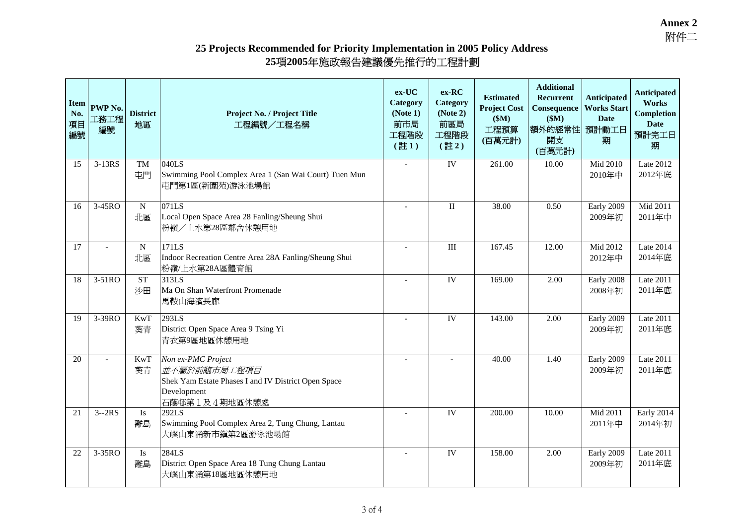**Annex 2**
附件二

# 25 Projects Recommended for Priority Implementation in 2005 Policy Address
# 25項2005年施政報告建議優先推行的工程計劃

| Item No. 項目編號 | PWP No. 工務工程編號 | District 地區 | Project No. / Project Title 工程編號／工程名稱 | ex-UC Category (Note 1) 前市局工程階段 (註 1) | ex-RC Category (Note 2) 前區局工程階段 (註 2) | Estimated Project Cost ($M) 工程預算 (百萬元計) | Additional Recurrent Consequence ($M) 額外的經常性開支 (百萬元計) | Anticipated Works Start Date 預計動工日期 | Anticipated Works Completion Date 預計完工日期 |
|---|---|---|---|---|---|---|---|---|---|
| 15 | 3-13RS | TM 屯門 | 040LS<br>Swimming Pool Complex Area 1 (San Wai Court) Tuen Mun<br>屯門第1區(新圍苑)游泳池場館 | - | IV | 261.00 | 10.00 | Mid 2010<br>2010年中 | Late 2012<br>2012年底 |
| 16 | 3-45RO | N 北區 | 071LS<br>Local Open Space Area 28 Fanling/Sheung Shui<br>粉嶺／上水第28區鄰舍休憩用地 | - | II | 38.00 | 0.50 | Early 2009<br>2009年初 | Mid 2011<br>2011年中 |
| 17 | - | N 北區 | 171LS<br>Indoor Recreation Centre Area 28A Fanling/Sheung Shui<br>粉嶺/上水第28A區體育館 | - | III | 167.45 | 12.00 | Mid 2012<br>2012年中 | Late 2014<br>2014年底 |
| 18 | 3-51RO | ST 沙田 | 313LS<br>Ma On Shan Waterfront Promenade<br>馬鞍山海濱長廊 | - | IV | 169.00 | 2.00 | Early 2008<br>2008年初 | Late 2011<br>2011年底 |
| 19 | 3-39RO | KwT 葵青 | 293LS<br>District Open Space Area 9 Tsing Yi<br>青衣第9區地區休憩用地 | - | IV | 143.00 | 2.00 | Early 2009<br>2009年初 | Late 2011<br>2011年底 |
| 20 | - | KwT 葵青 | *Non ex-PMC Project*<br>*並不屬於前臨市局工程項目*<br>Shek Yam Estate Phases I and IV District Open Space Development<br>石蔭邨第１及４期地區休憩處 | - | - | 40.00 | 1.40 | Early 2009<br>2009年初 | Late 2011<br>2011年底 |
| 21 | 3--2RS | Is 離島 | 292LS<br>Swimming Pool Complex Area 2, Tung Chung, Lantau<br>大嶼山東涌新市鎮第2區游泳池場館 | - | IV | 200.00 | 10.00 | Mid 2011<br>2011年中 | Early 2014<br>2014年初 |
| 22 | 3-35RO | Is 離島 | 284LS<br>District Open Space Area 18 Tung Chung Lantau<br>大嶼山東涌第18區地區休憩用地 | - | IV | 158.00 | 2.00 | Early 2009<br>2009年初 | Late 2011<br>2011年底 |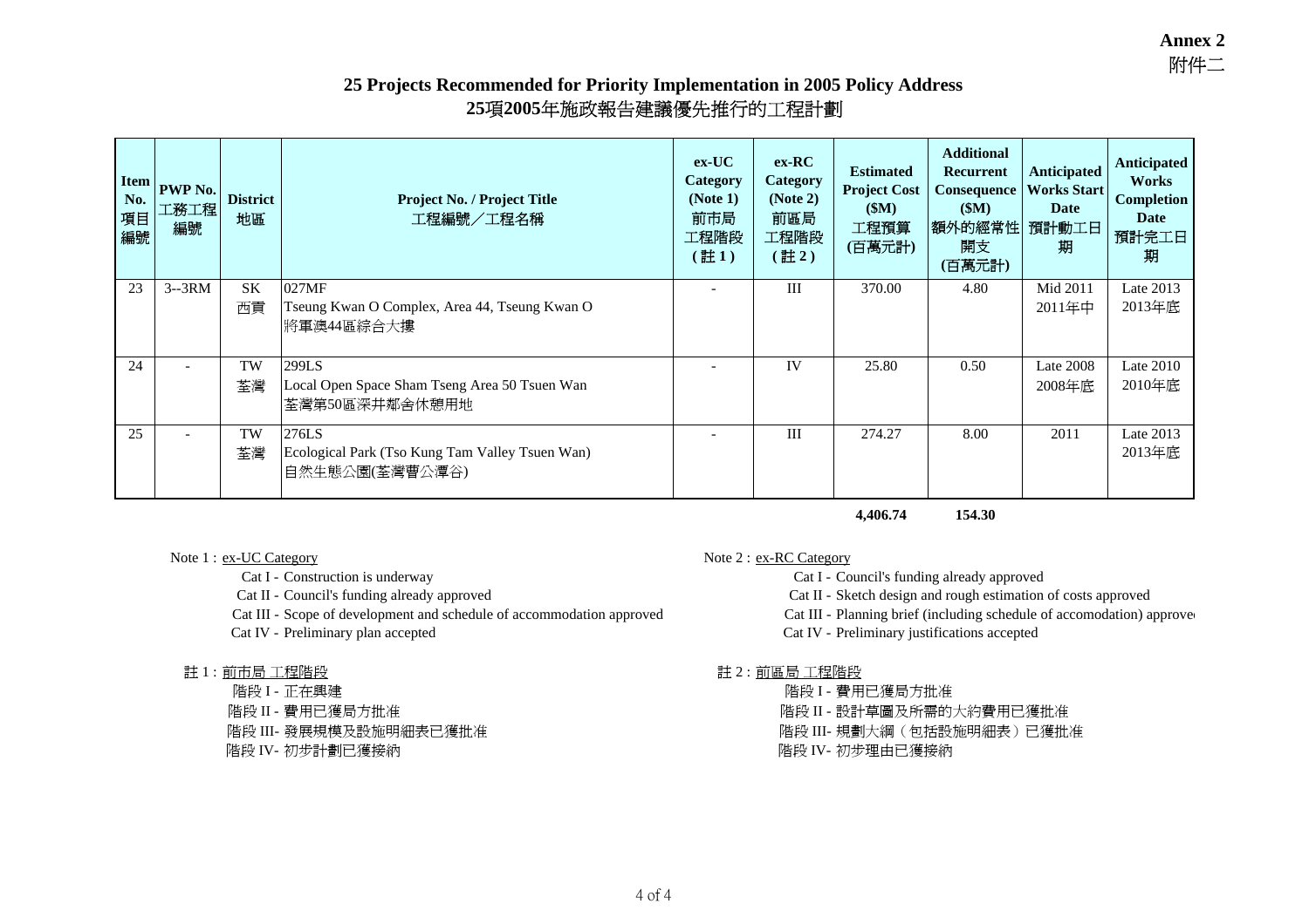**Annex 2**
附件二

## 25 Projects Recommended for Priority Implementation in 2005 Policy Address
## 25項2005年施政報告建議優先推行的工程計劃

| Item No. 項目編號 | PWP No. 工務工程編號 | District 地區 | Project No. / Project Title 工程編號／工程名稱 | ex-UC Category (Note 1) 前市局工程階段 (註 1) | ex-RC Category (Note 2) 前區局工程階段 (註 2) | Estimated Project Cost ($M) 工程預算 (百萬元計) | Additional Recurrent Consequence ($M) 額外的經常性開支 (百萬元計) | Anticipated Works Start Date 預計動工日期 | Anticipated Works Completion Date 預計完工日期 |
|---|---|---|---|---|---|---|---|---|---|
| 23 | 3--3RM | SK 西貢 | 027MF<br>Tseung Kwan O Complex, Area 44, Tseung Kwan O<br>將軍澳44區綜合大樓 | - | III | 370.00 | 4.80 | Mid 2011<br>2011年中 | Late 2013<br>2013年底 |
| 24 | - | TW 荃灣 | 299LS<br>Local Open Space Sham Tseng Area 50 Tsuen Wan<br>荃灣第50區深井鄰舍休憩用地 | - | IV | 25.80 | 0.50 | Late 2008<br>2008年底 | Late 2010<br>2010年底 |
| 25 | - | TW 荃灣 | 276LS<br>Ecological Park (Tso Kung Tam Valley Tsuen Wan)<br>自然生態公園(荃灣曹公潭谷) | - | III | 274.27 | 8.00 | 2011 | Late 2013<br>2013年底 |
| | | | | | | **4,406.74** | **154.30** | | |

Note 1 : ex-UC Category
- Cat I - Construction is underway
- Cat II - Council's funding already approved
- Cat III - Scope of development and schedule of accommodation approved
- Cat IV - Preliminary plan accepted

Note 2 : ex-RC Category
- Cat I - Council's funding already approved
- Cat II - Sketch design and rough estimation of costs approved
- Cat III - Planning brief (including schedule of accomodation) approved
- Cat IV - Preliminary justifications accepted

註 1 : 前市局 工程階段
- 階段 I - 正在興建
- 階段 II - 費用已獲局方批准
- 階段 III- 發展規模及設施明細表已獲批准
- 階段 IV- 初步計劃已獲接納

註 2 : 前區局 工程階段
- 階段 I - 費用已獲局方批准
- 階段 II - 設計草圖及所需的大約費用已獲批准
- 階段 III- 規劃大綱（包括設施明細表）已獲批准
- 階段 IV- 初步理由已獲接納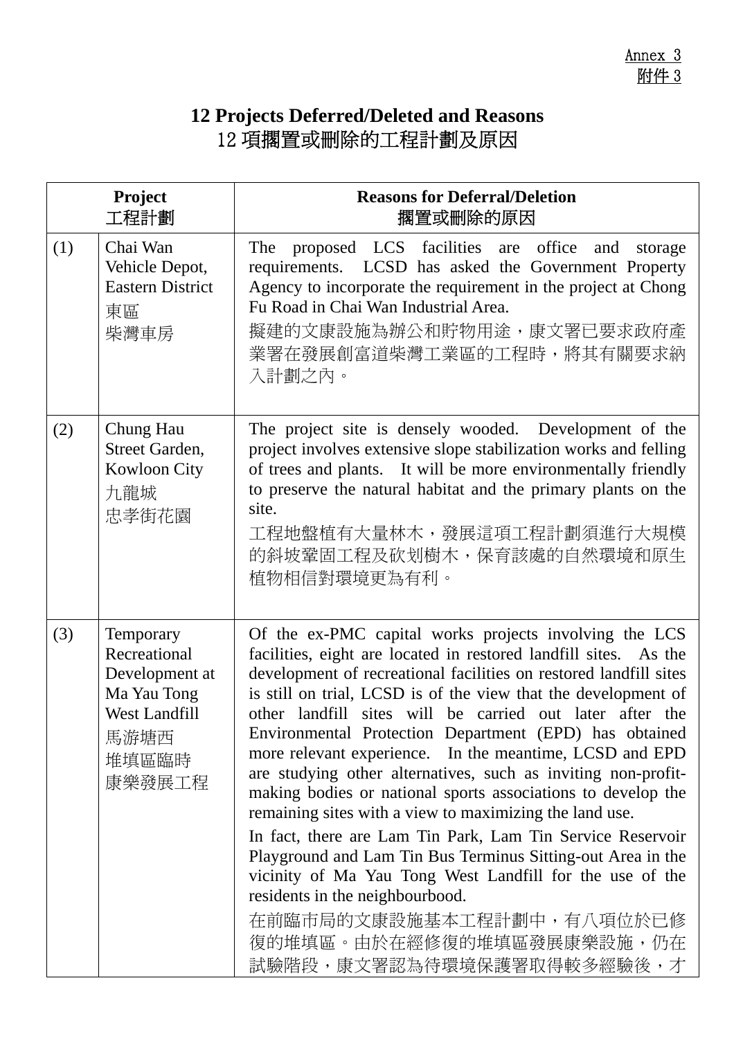Annex 3
附件 3

# 12 Projects Deferred/Deleted and Reasons
# 12 項擱置或刪除的工程計劃及原因

| Project 工程計劃 | | Reasons for Deferral/Deletion 擱置或刪除的原因 |
|---|---|---|
| (1) | Chai Wan Vehicle Depot, Eastern District<br>東區<br>柴灣車房 | The proposed LCS facilities are office and storage requirements. LCSD has asked the Government Property Agency to incorporate the requirement in the project at Chong Fu Road in Chai Wan Industrial Area.<br>擬建的文康設施為辦公和貯物用途，康文署已要求政府產業署在發展創富道柴灣工業區的工程時，將其有關要求納入計劃之內。 |
| (2) | Chung Hau Street Garden, Kowloon City<br>九龍城<br>忠孝街花園 | The project site is densely wooded. Development of the project involves extensive slope stabilization works and felling of trees and plants. It will be more environmentally friendly to preserve the natural habitat and the primary plants on the site.<br>工程地盤植有大量林木，發展這項工程計劃須進行大規模的斜坡鞏固工程及砍划樹木，保育該處的自然環境和原生植物相信對環境更為有利。 |
| (3) | Temporary Recreational Development at Ma Yau Tong West Landfill<br>馬游塘西堆填區臨時康樂發展工程 | Of the ex-PMC capital works projects involving the LCS facilities, eight are located in restored landfill sites. As the development of recreational facilities on restored landfill sites is still on trial, LCSD is of the view that the development of other landfill sites will be carried out later after the Environmental Protection Department (EPD) has obtained more relevant experience. In the meantime, LCSD and EPD are studying other alternatives, such as inviting non-profit-making bodies or national sports associations to develop the remaining sites with a view to maximizing the land use.<br>In fact, there are Lam Tin Park, Lam Tin Service Reservoir Playground and Lam Tin Bus Terminus Sitting-out Area in the vicinity of Ma Yau Tong West Landfill for the use of the residents in the neighbourbood.<br>在前臨市局的文康設施基本工程計劃中，有八項位於已修復的堆填區。由於在經修復的堆填區發展康樂設施，仍在試驗階段，康文署認為待環境保護署取得較多經驗後，才 |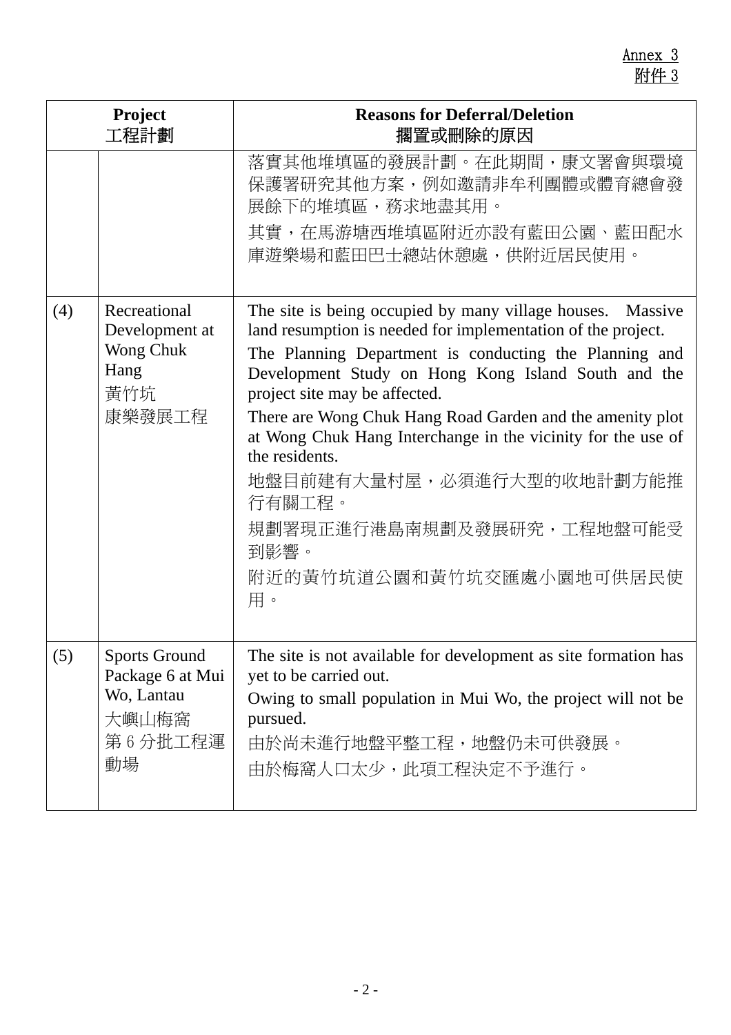Annex 3
附件 3

| Project 工程計劃 | | Reasons for Deferral/Deletion 擱置或刪除的原因 |
|---|---|---|
| | | 落實其他堆填區的發展計劃。在此期間，康文署會與環境保護署研究其他方案，例如邀請非牟利團體或體育總會發展餘下的堆填區，務求地盡其用。<br>其實，在馬游塘西堆填區附近亦設有藍田公園、藍田配水庫遊樂場和藍田巴士總站休憩處，供附近居民使用。 |
| (4) | Recreational Development at Wong Chuk Hang<br>黃竹坑<br>康樂發展工程 | The site is being occupied by many village houses. Massive land resumption is needed for implementation of the project.<br>The Planning Department is conducting the Planning and Development Study on Hong Kong Island South and the project site may be affected.<br>There are Wong Chuk Hang Road Garden and the amenity plot at Wong Chuk Hang Interchange in the vicinity for the use of the residents.<br>地盤目前建有大量村屋，必須進行大型的收地計劃方能推行有關工程。<br>規劃署現正進行港島南規劃及發展研究，工程地盤可能受到影響。<br>附近的黃竹坑道公園和黃竹坑交匯處小園地可供居民使用。 |
| (5) | Sports Ground Package 6 at Mui Wo, Lantau<br>大嶼山梅窩<br>第 6 分批工程運動場 | The site is not available for development as site formation has yet to be carried out.<br>Owing to small population in Mui Wo, the project will not be pursued.<br>由於尚未進行地盤平整工程，地盤仍未可供發展。<br>由於梅窩人口太少，此項工程決定不予進行。 |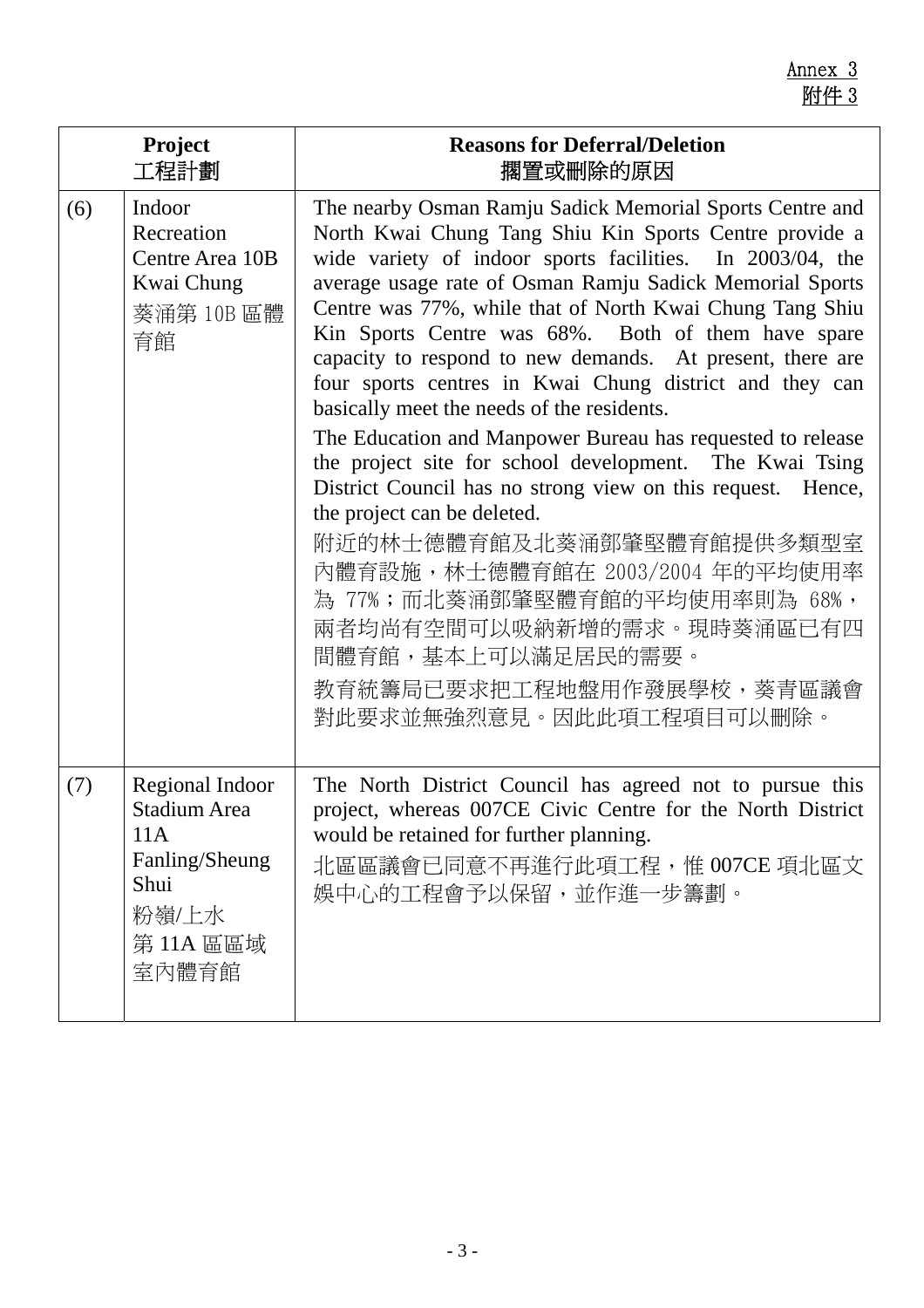Annex 3
附件 3

| | Project<br>工程計劃 | Reasons for Deferral/Deletion<br>擱置或刪除的原因 |
|---|---|---|
| (6) | Indoor Recreation Centre Area 10B Kwai Chung<br>葵涌第 10B 區體育館 | The nearby Osman Ramju Sadick Memorial Sports Centre and North Kwai Chung Tang Shiu Kin Sports Centre provide a wide variety of indoor sports facilities. In 2003/04, the average usage rate of Osman Ramju Sadick Memorial Sports Centre was 77%, while that of North Kwai Chung Tang Shiu Kin Sports Centre was 68%. Both of them have spare capacity to respond to new demands. At present, there are four sports centres in Kwai Chung district and they can basically meet the needs of the residents.<br>The Education and Manpower Bureau has requested to release the project site for school development. The Kwai Tsing District Council has no strong view on this request. Hence, the project can be deleted.<br>附近的林士德體育館及北葵涌鄧肇堅體育館提供多類型室內體育設施，林士德體育館在 2003/2004 年的平均使用率為 77%；而北葵涌鄧肇堅體育館的平均使用率則為 68%，兩者均尚有空間可以吸納新增的需求。現時葵涌區已有四間體育館，基本上可以滿足居民的需要。<br>教育統籌局已要求把工程地盤用作發展學校，葵青區議會對此要求並無強烈意見。因此此項工程項目可以刪除。 |
| (7) | Regional Indoor Stadium Area 11A Fanling/Sheung Shui<br>粉嶺/上水第 11A 區區域室內體育館 | The North District Council has agreed not to pursue this project, whereas 007CE Civic Centre for the North District would be retained for further planning.<br>北區區議會已同意不再進行此項工程，惟 007CE 項北區文娛中心的工程會予以保留，並作進一步籌劃。 |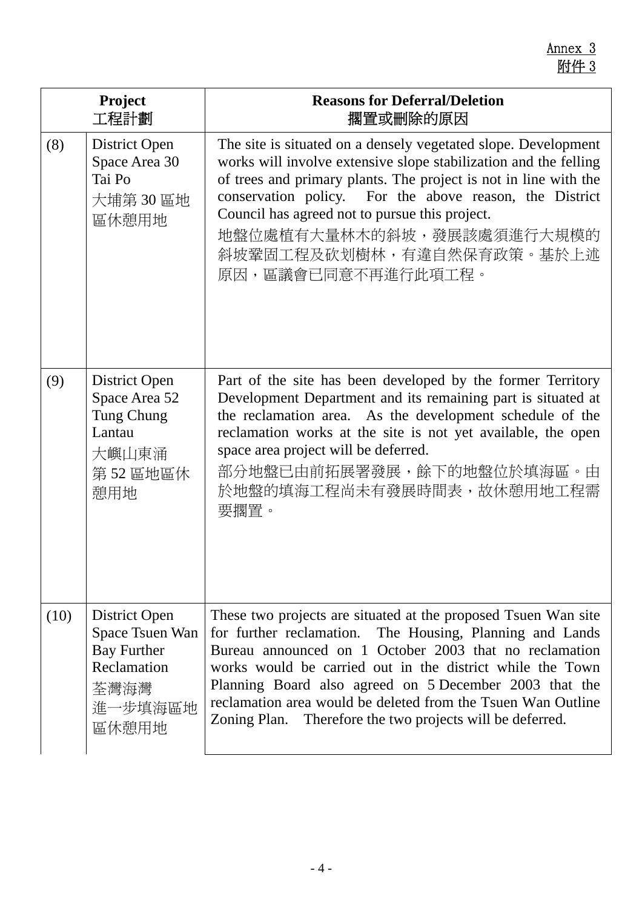Annex 3
附件 3

| | Project<br>工程計劃 | Reasons for Deferral/Deletion<br>擱置或刪除的原因 |
|---|---|---|
| (8) | District Open Space Area 30 Tai Po<br>大埔第 30 區地區休憩用地 | The site is situated on a densely vegetated slope. Development works will involve extensive slope stabilization and the felling of trees and primary plants. The project is not in line with the conservation policy. For the above reason, the District Council has agreed not to pursue this project.<br>地盤位處植有大量林木的斜坡，發展該處須進行大規模的斜坡鞏固工程及砍划樹林，有違自然保育政策。基於上述原因，區議會已同意不再進行此項工程。 |
| (9) | District Open Space Area 52 Tung Chung Lantau<br>大嶼山東涌第 52 區地區休憩用地 | Part of the site has been developed by the former Territory Development Department and its remaining part is situated at the reclamation area. As the development schedule of the reclamation works at the site is not yet available, the open space area project will be deferred.<br>部分地盤已由前拓展署發展，餘下的地盤位於填海區。由於地盤的填海工程尚未有發展時間表，故休憩用地工程需要擱置。 |
| (10) | District Open Space Tsuen Wan Bay Further Reclamation<br>荃灣海灣進一步填海區地區休憩用地 | These two projects are situated at the proposed Tsuen Wan site for further reclamation. The Housing, Planning and Lands Bureau announced on 1 October 2003 that no reclamation works would be carried out in the district while the Town Planning Board also agreed on 5 December 2003 that the reclamation area would be deleted from the Tsuen Wan Outline Zoning Plan. Therefore the two projects will be deferred. |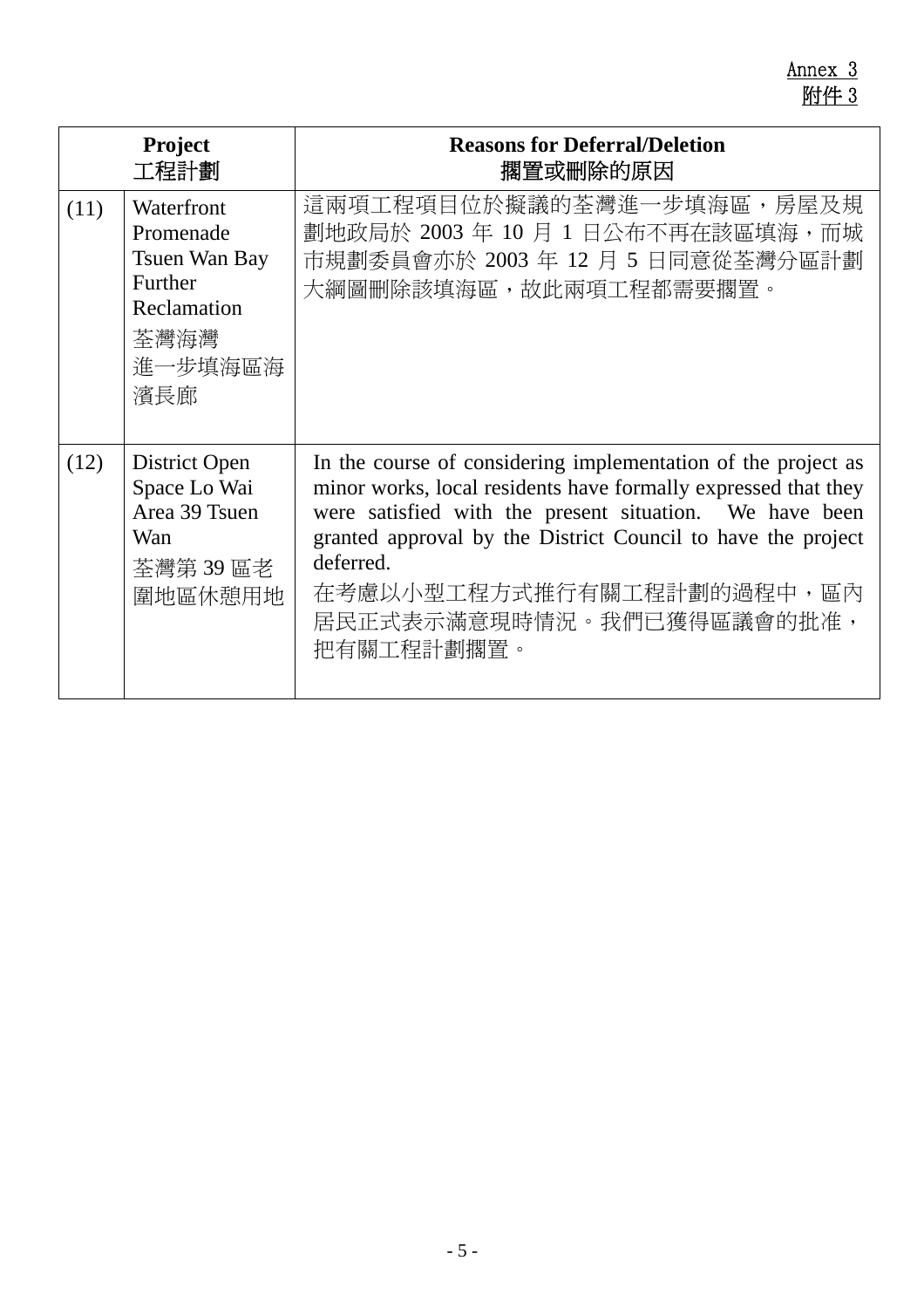Annex 3
附件 3

| Project<br>工程計劃 | | Reasons for Deferral/Deletion<br>擱置或刪除的原因 |
|---|---|---|
| (11) | Waterfront Promenade Tsuen Wan Bay Further Reclamation<br>荃灣海灣進一步填海區海濱長廊 | 這兩項工程項目位於擬議的荃灣進一步填海區，房屋及規劃地政局於 2003 年 10 月 1 日公布不再在該區填海，而城市規劃委員會亦於 2003 年 12 月 5 日同意從荃灣分區計劃大綱圖刪除該填海區，故此兩項工程都需要擱置。 |
| (12) | District Open Space Lo Wai Area 39 Tsuen Wan<br>荃灣第 39 區老圍地區休憩用地 | In the course of considering implementation of the project as minor works, local residents have formally expressed that they were satisfied with the present situation. We have been granted approval by the District Council to have the project deferred.<br>在考慮以小型工程方式推行有關工程計劃的過程中，區內居民正式表示滿意現時情況。我們已獲得區議會的批准，把有關工程計劃擱置。 |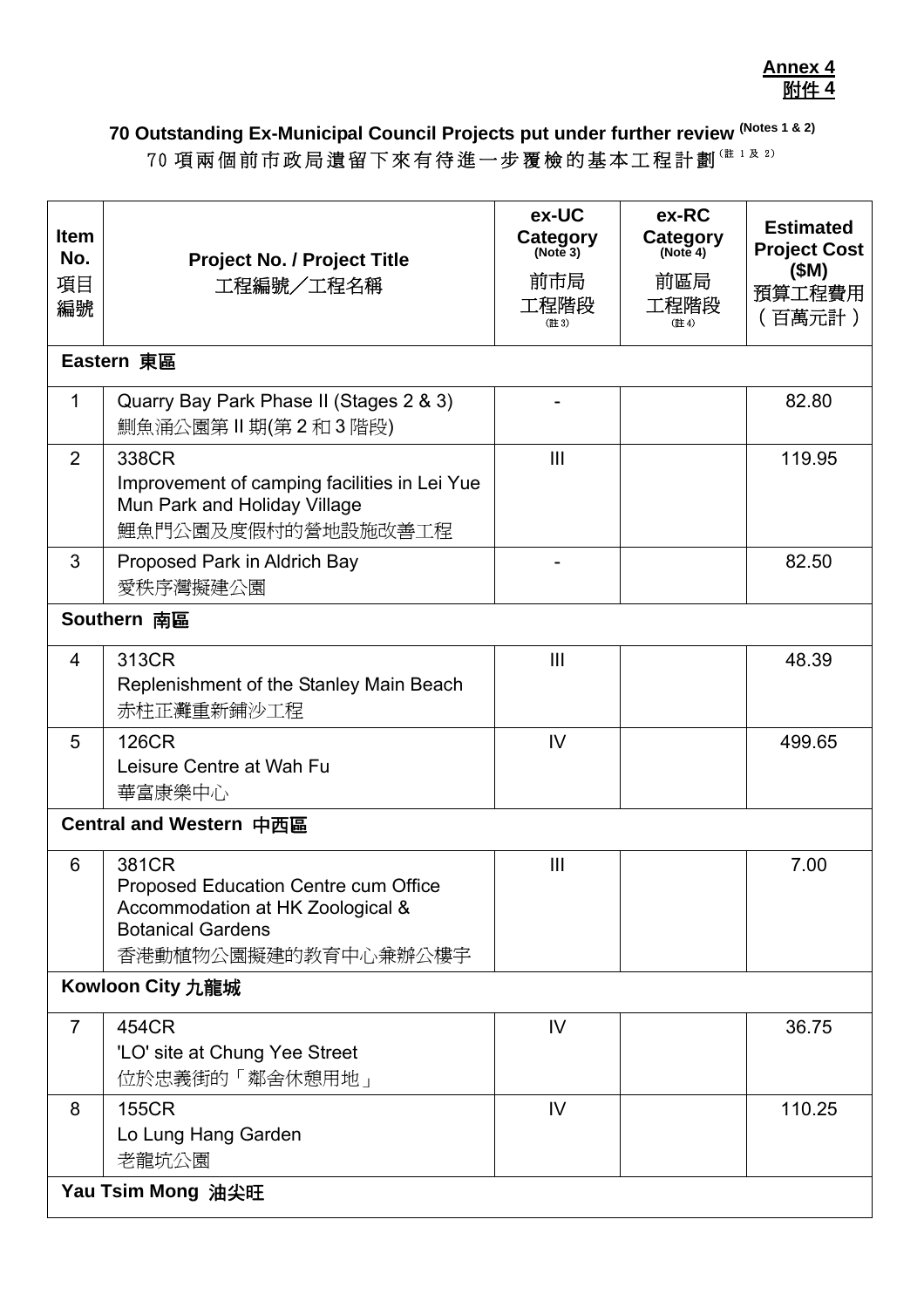**Annex 4**
**附件 4**

## 70 Outstanding Ex-Municipal Council Projects put under further review (Notes 1 & 2)

70 項兩個前市政局遺留下來有待進一步覆檢的基本工程計劃(註 1 及 2)

| Item No. 項目編號 | Project No. / Project Title 工程編號／工程名稱 | ex-UC Category (Note 3) 前市局工程階段 (註 3) | ex-RC Category (Note 4) 前區局工程階段 (註 4) | Estimated Project Cost ($M) 預算工程費用（百萬元計） |
|---|---|---|---|---|
| **Eastern 東區** | | | | |
| 1 | Quarry Bay Park Phase II (Stages 2 & 3) 鰂魚涌公園第 II 期(第 2 和 3 階段) | - | | 82.80 |
| 2 | 338CR Improvement of camping facilities in Lei Yue Mun Park and Holiday Village 鯉魚門公園及度假村的營地設施改善工程 | III | | 119.95 |
| 3 | Proposed Park in Aldrich Bay 愛秩序灣擬建公園 | - | | 82.50 |
| **Southern 南區** | | | | |
| 4 | 313CR Replenishment of the Stanley Main Beach 赤柱正灘重新鋪沙工程 | III | | 48.39 |
| 5 | 126CR Leisure Centre at Wah Fu 華富康樂中心 | IV | | 499.65 |
| **Central and Western 中西區** | | | | |
| 6 | 381CR Proposed Education Centre cum Office Accommodation at HK Zoological & Botanical Gardens 香港動植物公園擬建的教育中心兼辦公樓宇 | III | | 7.00 |
| **Kowloon City 九龍城** | | | | |
| 7 | 454CR 'LO' site at Chung Yee Street 位於忠義街的「鄰舍休憩用地」 | IV | | 36.75 |
| 8 | 155CR Lo Lung Hang Garden 老龍坑公園 | IV | | 110.25 |
| **Yau Tsim Mong 油尖旺** | | | | |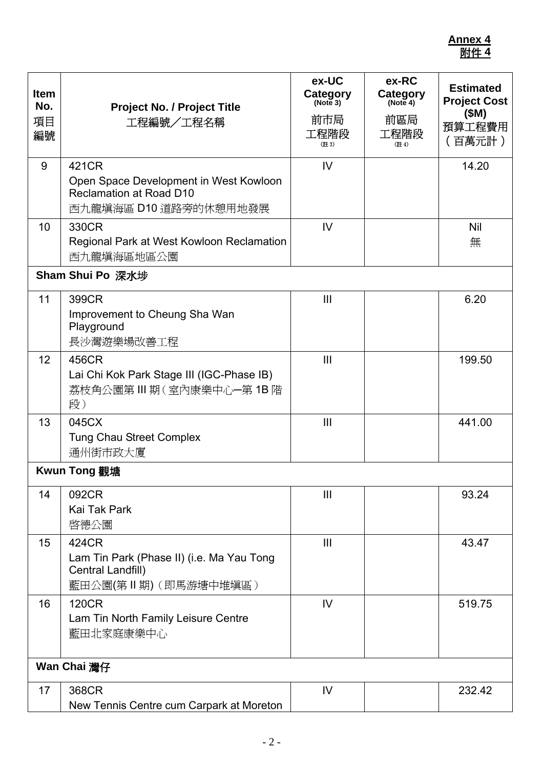**Annex 4**
**附件 4**

| Item No. 項目編號 | Project No. / Project Title 工程編號／工程名稱 | ex-UC Category (Note 3) 前市局工程階段 (註 3) | ex-RC Category (Note 4) 前區局工程階段 (註 4) | Estimated Project Cost ($M) 預算工程費用（百萬元計） |
|---|---|---|---|---|
| 9 | 421CR<br>Open Space Development in West Kowloon Reclamation at Road D10<br>西九龍填海區 D10 道路旁的休憩用地發展 | IV | | 14.20 |
| 10 | 330CR<br>Regional Park at West Kowloon Reclamation<br>西九龍填海區地區公園 | IV | | Nil<br>無 |
| **Sham Shui Po 深水埗** | | | | |
| 11 | 399CR<br>Improvement to Cheung Sha Wan Playground<br>長沙灣遊樂場改善工程 | III | | 6.20 |
| 12 | 456CR<br>Lai Chi Kok Park Stage III (IGC-Phase IB)<br>荔枝角公園第 III 期（室內康樂中心─第 1B 階段） | III | | 199.50 |
| 13 | 045CX<br>Tung Chau Street Complex<br>通州街市政大廈 | III | | 441.00 |
| **Kwun Tong 觀塘** | | | | |
| 14 | 092CR<br>Kai Tak Park<br>啓德公園 | III | | 93.24 |
| 15 | 424CR<br>Lam Tin Park (Phase II) (i.e. Ma Yau Tong Central Landfill)<br>藍田公園(第 II 期)（即馬游塘中堆填區） | III | | 43.47 |
| 16 | 120CR<br>Lam Tin North Family Leisure Centre<br>藍田北家庭康樂中心 | IV | | 519.75 |
| **Wan Chai 灣仔** | | | | |
| 17 | 368CR<br>New Tennis Centre cum Carpark at Moreton | IV | | 232.42 |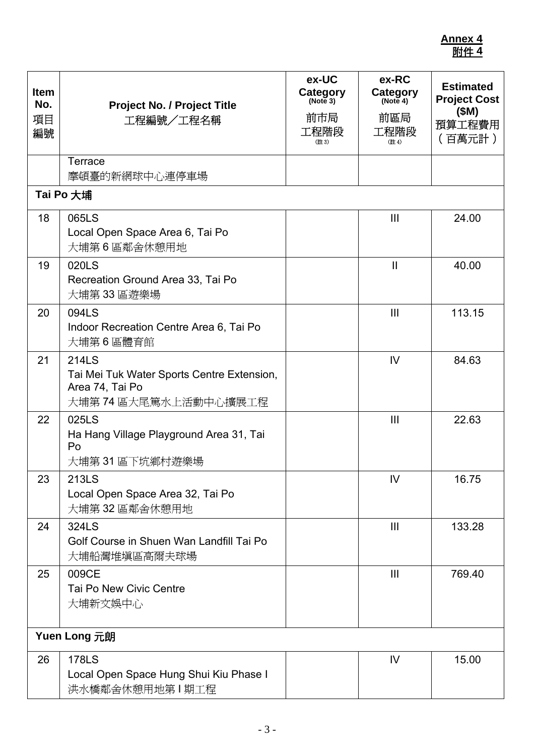**Annex 4**
**附件 4**

| Item No. 項目編號 | Project No. / Project Title 工程編號／工程名稱 | ex-UC Category (Note 3) 前市局工程階段 (註 3) | ex-RC Category (Note 4) 前區局工程階段 (註 4) | Estimated Project Cost ($M) 預算工程費用（百萬元計） |
|---|---|---|---|---|
| | Terrace 摩頓臺的新網球中心連停車場 | | | |
| **Tai Po 大埔** | | | | |
| 18 | 065LS Local Open Space Area 6, Tai Po 大埔第 6 區鄰舍休憩用地 | | III | 24.00 |
| 19 | 020LS Recreation Ground Area 33, Tai Po 大埔第 33 區遊樂場 | | II | 40.00 |
| 20 | 094LS Indoor Recreation Centre Area 6, Tai Po 大埔第 6 區體育館 | | III | 113.15 |
| 21 | 214LS Tai Mei Tuk Water Sports Centre Extension, Area 74, Tai Po 大埔第 74 區大尾篤水上活動中心擴展工程 | | IV | 84.63 |
| 22 | 025LS Ha Hang Village Playground Area 31, Tai Po 大埔第 31 區下坑鄉村遊樂場 | | III | 22.63 |
| 23 | 213LS Local Open Space Area 32, Tai Po 大埔第 32 區鄰舍休憩用地 | | IV | 16.75 |
| 24 | 324LS Golf Course in Shuen Wan Landfill Tai Po 大埔船灣堆填區高爾夫球場 | | III | 133.28 |
| 25 | 009CE Tai Po New Civic Centre 大埔新文娛中心 | | III | 769.40 |
| **Yuen Long 元朗** | | | | |
| 26 | 178LS Local Open Space Hung Shui Kiu Phase I 洪水橋鄰舍休憩用地第 I 期工程 | | IV | 15.00 |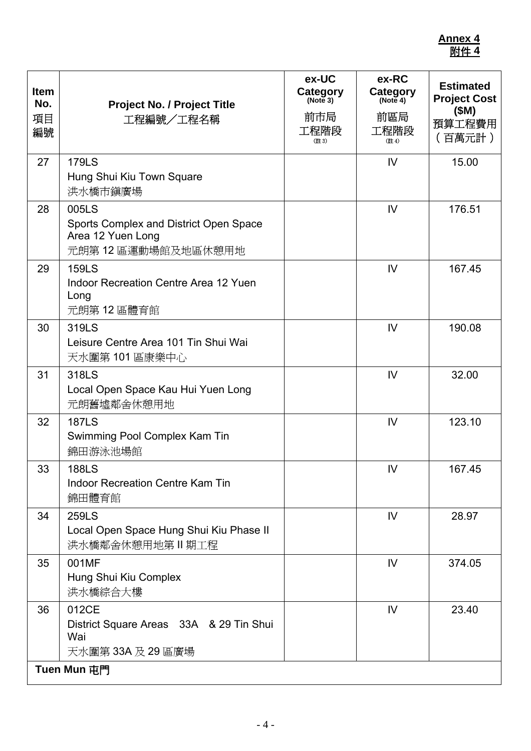**Annex 4**
**附件 4**

| Item No. 項目編號 | Project No. / Project Title 工程編號／工程名稱 | ex-UC Category (Note 3) 前市局工程階段 (註 3) | ex-RC Category (Note 4) 前區局工程階段 (註 4) | Estimated Project Cost ($M) 預算工程費用（百萬元計） |
|---|---|---|---|---|
| 27 | 179LS<br>Hung Shui Kiu Town Square<br>洪水橋市鎮廣場 | | IV | 15.00 |
| 28 | 005LS<br>Sports Complex and District Open Space Area 12 Yuen Long<br>元朗第 12 區運動場館及地區休憩用地 | | IV | 176.51 |
| 29 | 159LS<br>Indoor Recreation Centre Area 12 Yuen Long<br>元朗第 12 區體育館 | | IV | 167.45 |
| 30 | 319LS<br>Leisure Centre Area 101 Tin Shui Wai<br>天水圍第 101 區康樂中心 | | IV | 190.08 |
| 31 | 318LS<br>Local Open Space Kau Hui Yuen Long<br>元朗舊墟鄰舍休憩用地 | | IV | 32.00 |
| 32 | 187LS<br>Swimming Pool Complex Kam Tin<br>錦田游泳池場館 | | IV | 123.10 |
| 33 | 188LS<br>Indoor Recreation Centre Kam Tin<br>錦田體育館 | | IV | 167.45 |
| 34 | 259LS<br>Local Open Space Hung Shui Kiu Phase II<br>洪水橋鄰舍休憩用地第 II 期工程 | | IV | 28.97 |
| 35 | 001MF<br>Hung Shui Kiu Complex<br>洪水橋綜合大樓 | | IV | 374.05 |
| 36 | 012CE<br>District Square Areas 33A & 29 Tin Shui Wai<br>天水圍第 33A 及 29 區廣場 | | IV | 23.40 |
| **Tuen Mun 屯門** | | | | |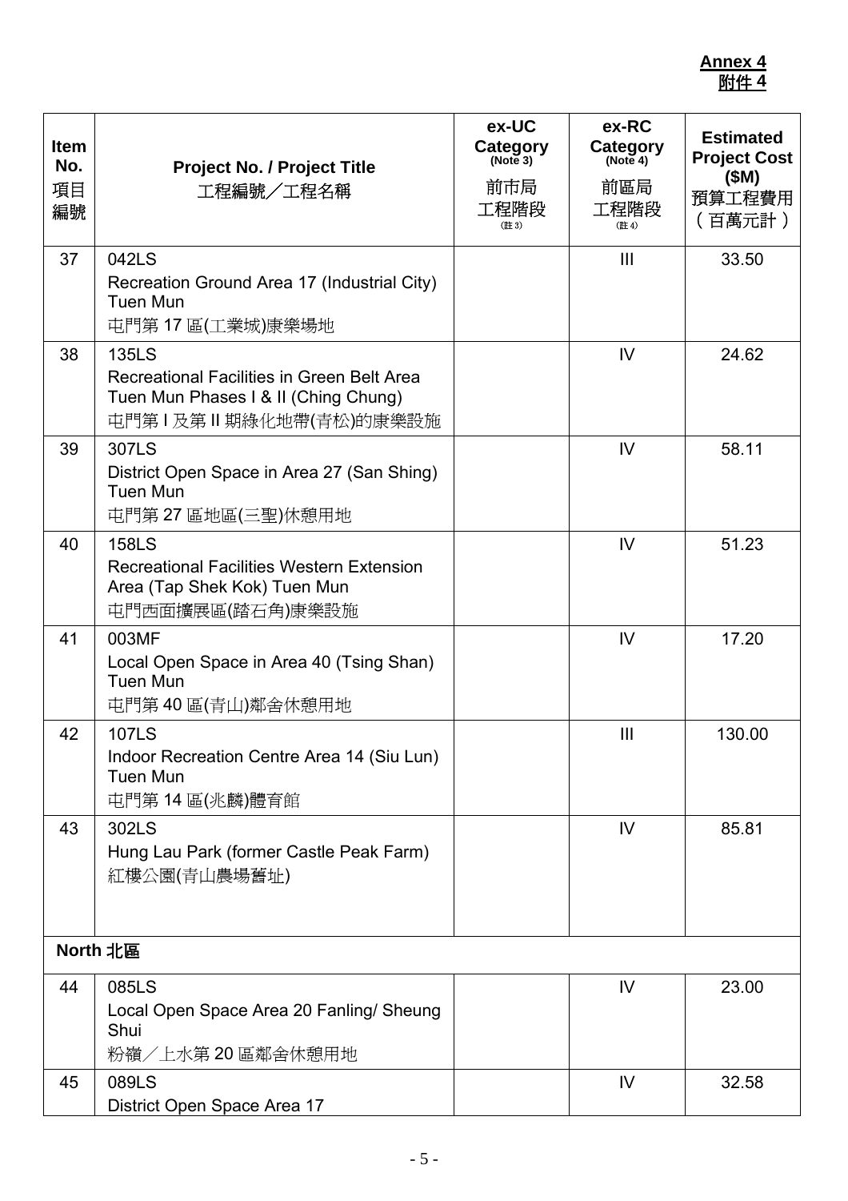**Annex 4**
**附件 4**

| Item No. 項目編號 | Project No. / Project Title 工程編號／工程名稱 | ex-UC Category (Note 3) 前市局工程階段 (註 3) | ex-RC Category (Note 4) 前區局工程階段 (註 4) | Estimated Project Cost ($M) 預算工程費用（百萬元計） |
|---|---|---|---|---|
| 37 | 042LS<br>Recreation Ground Area 17 (Industrial City) Tuen Mun<br>屯門第 17 區(工業城)康樂場地 | | III | 33.50 |
| 38 | 135LS<br>Recreational Facilities in Green Belt Area Tuen Mun Phases I & II (Ching Chung)<br>屯門第 I 及第 II 期綠化地帶(青松)的康樂設施 | | IV | 24.62 |
| 39 | 307LS<br>District Open Space in Area 27 (San Shing) Tuen Mun<br>屯門第 27 區地區(三聖)休憩用地 | | IV | 58.11 |
| 40 | 158LS<br>Recreational Facilities Western Extension Area (Tap Shek Kok) Tuen Mun<br>屯門西面擴展區(踏石角)康樂設施 | | IV | 51.23 |
| 41 | 003MF<br>Local Open Space in Area 40 (Tsing Shan) Tuen Mun<br>屯門第 40 區(青山)鄰舍休憩用地 | | IV | 17.20 |
| 42 | 107LS<br>Indoor Recreation Centre Area 14 (Siu Lun) Tuen Mun<br>屯門第 14 區(兆麟)體育館 | | III | 130.00 |
| 43 | 302LS<br>Hung Lau Park (former Castle Peak Farm)<br>紅樓公園(青山農場舊址) | | IV | 85.81 |
| **North 北區** | | | | |
| 44 | 085LS<br>Local Open Space Area 20 Fanling/ Sheung Shui<br>粉嶺／上水第 20 區鄰舍休憩用地 | | IV | 23.00 |
| 45 | 089LS<br>District Open Space Area 17 | | IV | 32.58 |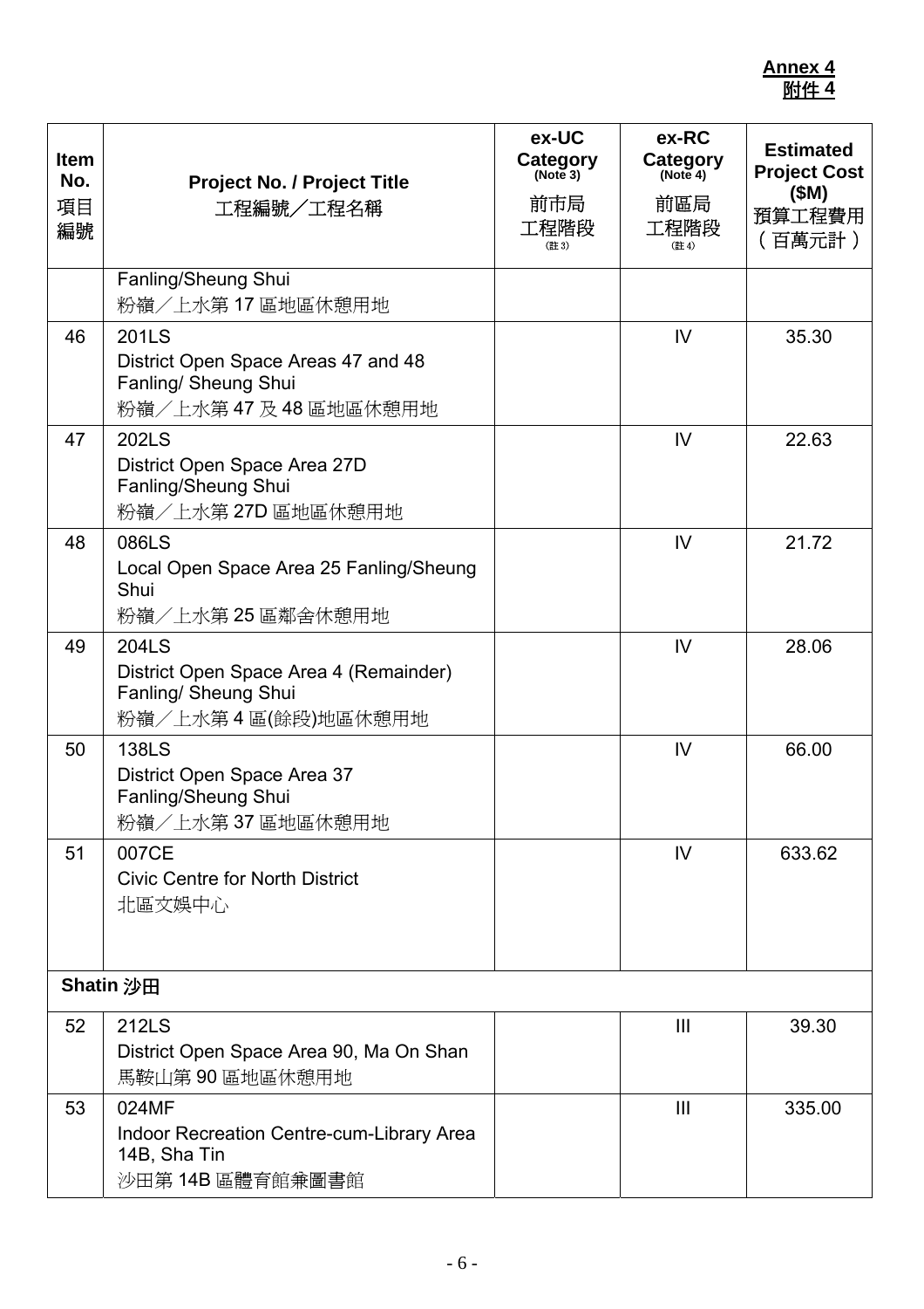**Annex 4**
**附件 4**

| Item No. 項目編號 | Project No. / Project Title 工程編號／工程名稱 | ex-UC Category (Note 3) 前市局工程階段 (註 3) | ex-RC Category (Note 4) 前區局工程階段 (註 4) | Estimated Project Cost ($M) 預算工程費用（百萬元計） |
|---|---|---|---|---|
| | Fanling/Sheung Shui<br>粉嶺／上水第 17 區地區休憩用地 | | | |
| 46 | 201LS<br>District Open Space Areas 47 and 48 Fanling/ Sheung Shui<br>粉嶺／上水第 47 及 48 區地區休憩用地 | | IV | 35.30 |
| 47 | 202LS<br>District Open Space Area 27D Fanling/Sheung Shui<br>粉嶺／上水第 27D 區地區休憩用地 | | IV | 22.63 |
| 48 | 086LS<br>Local Open Space Area 25 Fanling/Sheung Shui<br>粉嶺／上水第 25 區鄰舍休憩用地 | | IV | 21.72 |
| 49 | 204LS<br>District Open Space Area 4 (Remainder) Fanling/ Sheung Shui<br>粉嶺／上水第 4 區(餘段)地區休憩用地 | | IV | 28.06 |
| 50 | 138LS<br>District Open Space Area 37 Fanling/Sheung Shui<br>粉嶺／上水第 37 區地區休憩用地 | | IV | 66.00 |
| 51 | 007CE<br>Civic Centre for North District<br>北區文娛中心 | | IV | 633.62 |
| **Shatin 沙田** | | | | |
| 52 | 212LS<br>District Open Space Area 90, Ma On Shan<br>馬鞍山第 90 區地區休憩用地 | | III | 39.30 |
| 53 | 024MF<br>Indoor Recreation Centre-cum-Library Area 14B, Sha Tin<br>沙田第 14B 區體育館兼圖書館 | | III | 335.00 |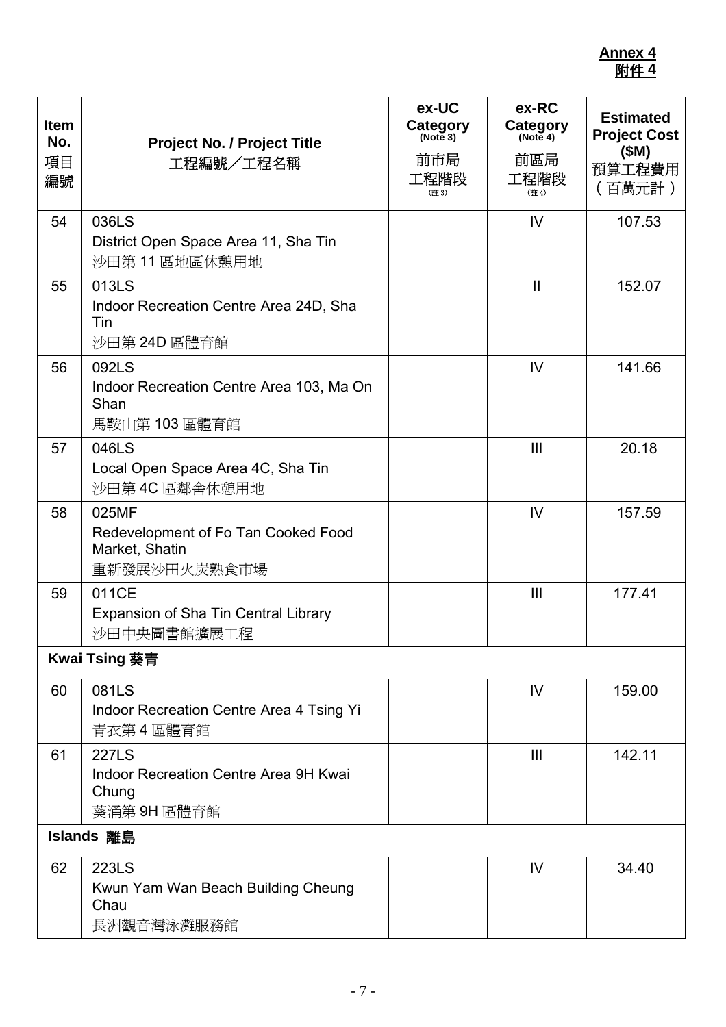**Annex 4**
**附件 4**

| Item No. 項目編號 | Project No. / Project Title 工程編號／工程名稱 | ex-UC Category (Note 3) 前市局工程階段 (註 3) | ex-RC Category (Note 4) 前區局工程階段 (註 4) | Estimated Project Cost ($M) 預算工程費用（百萬元計） |
|---|---|---|---|---|
| 54 | 036LS<br>District Open Space Area 11, Sha Tin<br>沙田第 11 區地區休憩用地 | | IV | 107.53 |
| 55 | 013LS<br>Indoor Recreation Centre Area 24D, Sha Tin<br>沙田第 24D 區體育館 | | II | 152.07 |
| 56 | 092LS<br>Indoor Recreation Centre Area 103, Ma On Shan<br>馬鞍山第 103 區體育館 | | IV | 141.66 |
| 57 | 046LS<br>Local Open Space Area 4C, Sha Tin<br>沙田第 4C 區鄰舍休憩用地 | | III | 20.18 |
| 58 | 025MF<br>Redevelopment of Fo Tan Cooked Food Market, Shatin<br>重新發展沙田火炭熟食市場 | | IV | 157.59 |
| 59 | 011CE<br>Expansion of Sha Tin Central Library<br>沙田中央圖書館擴展工程 | | III | 177.41 |
| **Kwai Tsing 葵青** | | | | |
| 60 | 081LS<br>Indoor Recreation Centre Area 4 Tsing Yi<br>青衣第 4 區體育館 | | IV | 159.00 |
| 61 | 227LS<br>Indoor Recreation Centre Area 9H Kwai Chung<br>葵涌第 9H 區體育館 | | III | 142.11 |
| **Islands 離島** | | | | |
| 62 | 223LS<br>Kwun Yam Wan Beach Building Cheung Chau<br>長洲觀音灣泳灘服務館 | | IV | 34.40 |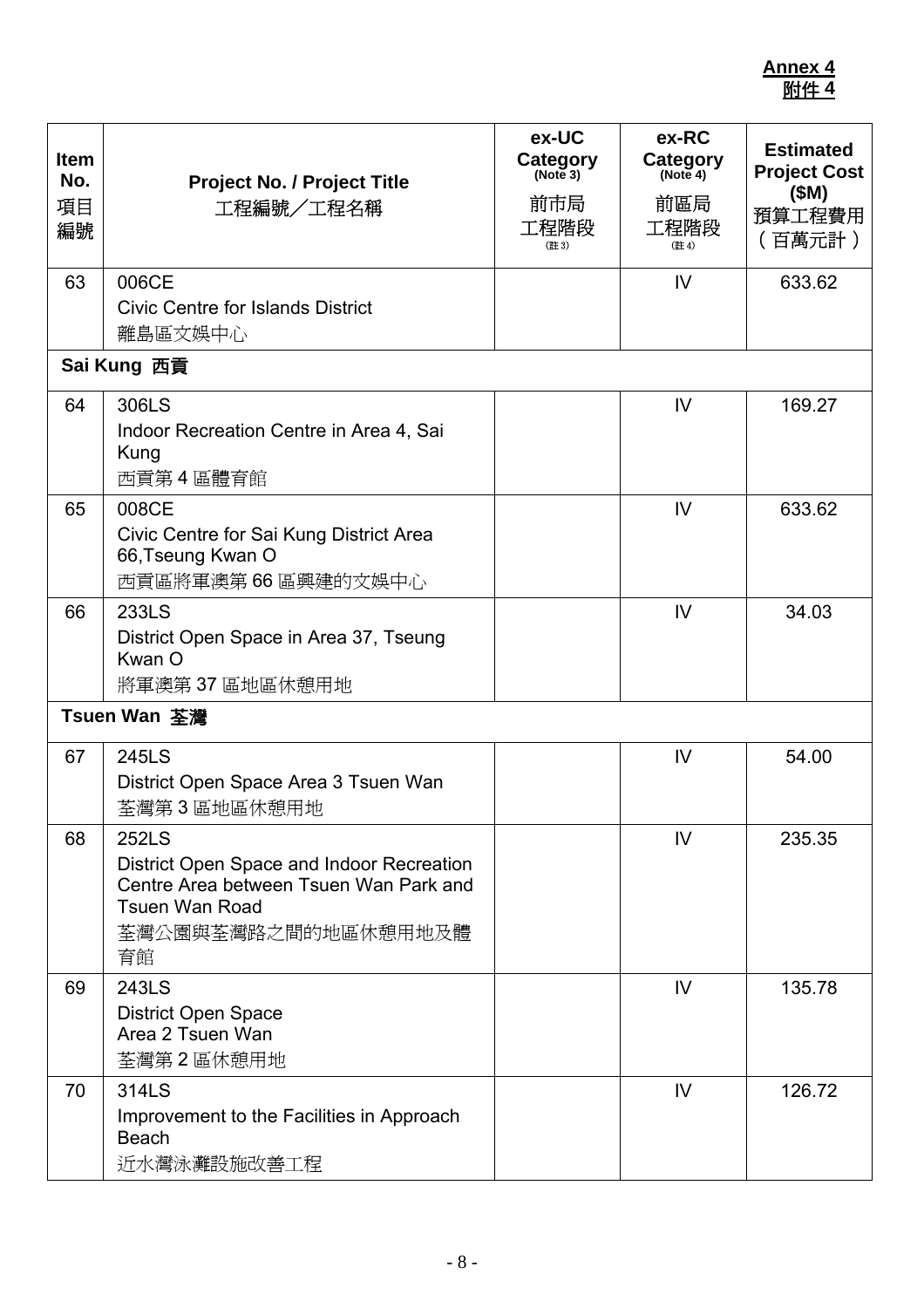**Annex 4**
**附件 4**

| Item No. 項目編號 | Project No. / Project Title 工程編號／工程名稱 | ex-UC Category (Note 3) 前市局工程階段 (註 3) | ex-RC Category (Note 4) 前區局工程階段 (註 4) | Estimated Project Cost ($M) 預算工程費用（百萬元計） |
|---|---|---|---|---|
| 63 | 006CE<br>Civic Centre for Islands District<br>離島區文娛中心 | | IV | 633.62 |
| **Sai Kung 西貢** | | | | |
| 64 | 306LS<br>Indoor Recreation Centre in Area 4, Sai Kung<br>西貢第 4 區體育館 | | IV | 169.27 |
| 65 | 008CE<br>Civic Centre for Sai Kung District Area 66,Tseung Kwan O<br>西貢區將軍澳第 66 區興建的文娛中心 | | IV | 633.62 |
| 66 | 233LS<br>District Open Space in Area 37, Tseung Kwan O<br>將軍澳第 37 區地區休憩用地 | | IV | 34.03 |
| **Tsuen Wan 荃灣** | | | | |
| 67 | 245LS<br>District Open Space Area 3 Tsuen Wan<br>荃灣第 3 區地區休憩用地 | | IV | 54.00 |
| 68 | 252LS<br>District Open Space and Indoor Recreation Centre Area between Tsuen Wan Park and Tsuen Wan Road<br>荃灣公園與荃灣路之間的地區休憩用地及體育館 | | IV | 235.35 |
| 69 | 243LS<br>District Open Space Area 2 Tsuen Wan<br>荃灣第 2 區休憩用地 | | IV | 135.78 |
| 70 | 314LS<br>Improvement to the Facilities in Approach Beach<br>近水灣泳灘設施改善工程 | | IV | 126.72 |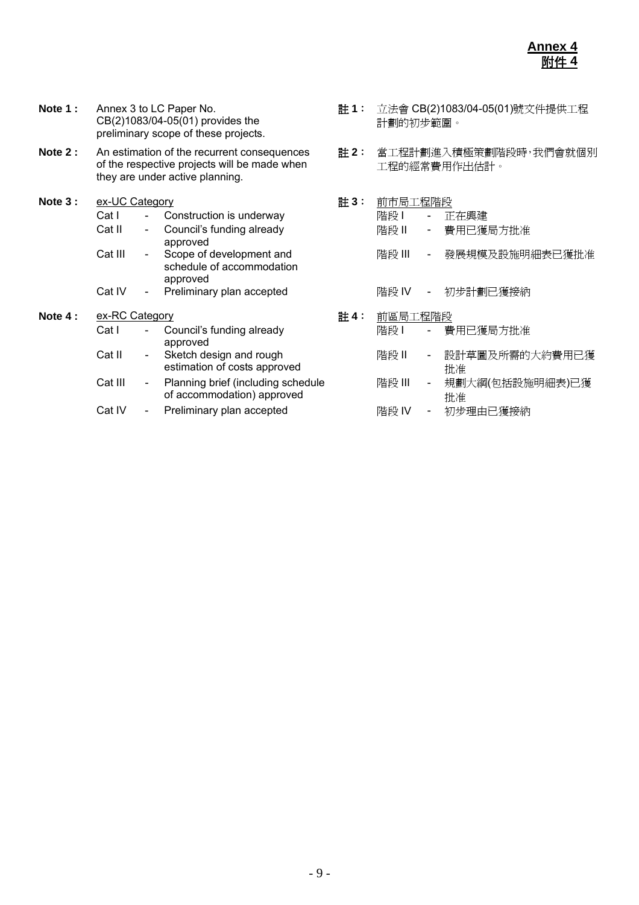**Annex 4**
**附件 4**

**Note 1 :** Annex 3 to LC Paper No. CB(2)1083/04-05(01) provides the preliminary scope of these projects.

**註 1：** 立法會 CB(2)1083/04-05(01)號文件提供工程計劃的初步範圍。

**Note 2 :** An estimation of the recurrent consequences of the respective projects will be made when they are under active planning.

**註 2：** 當工程計劃進入積極策劃階段時，我們會就個別工程的經常費用作出估計。

**Note 3 :** ex-UC Category

| | | |
|---|---|---|
| Cat I | - | Construction is underway |
| Cat II | - | Council's funding already approved |
| Cat III | - | Scope of development and schedule of accommodation approved |
| Cat IV | - | Preliminary plan accepted |

**註 3：** 前市局工程階段

| | | |
|---|---|---|
| 階段 I | - | 正在興建 |
| 階段 II | - | 費用已獲局方批准 |
| 階段 III | - | 發展規模及設施明細表已獲批准 |
| 階段 IV | - | 初步計劃已獲接納 |

**Note 4 :** ex-RC Category

| | | |
|---|---|---|
| Cat I | - | Council's funding already approved |
| Cat II | - | Sketch design and rough estimation of costs approved |
| Cat III | - | Planning brief (including schedule of accommodation) approved |
| Cat IV | - | Preliminary plan accepted |

**註 4：** 前區局工程階段

| | | |
|---|---|---|
| 階段 I | - | 費用已獲局方批准 |
| 階段 II | - | 設計草圖及所需的大約費用已獲批准 |
| 階段 III | - | 規劃大綱(包括設施明細表)已獲批准 |
| 階段 IV | - | 初步理由已獲接納 |